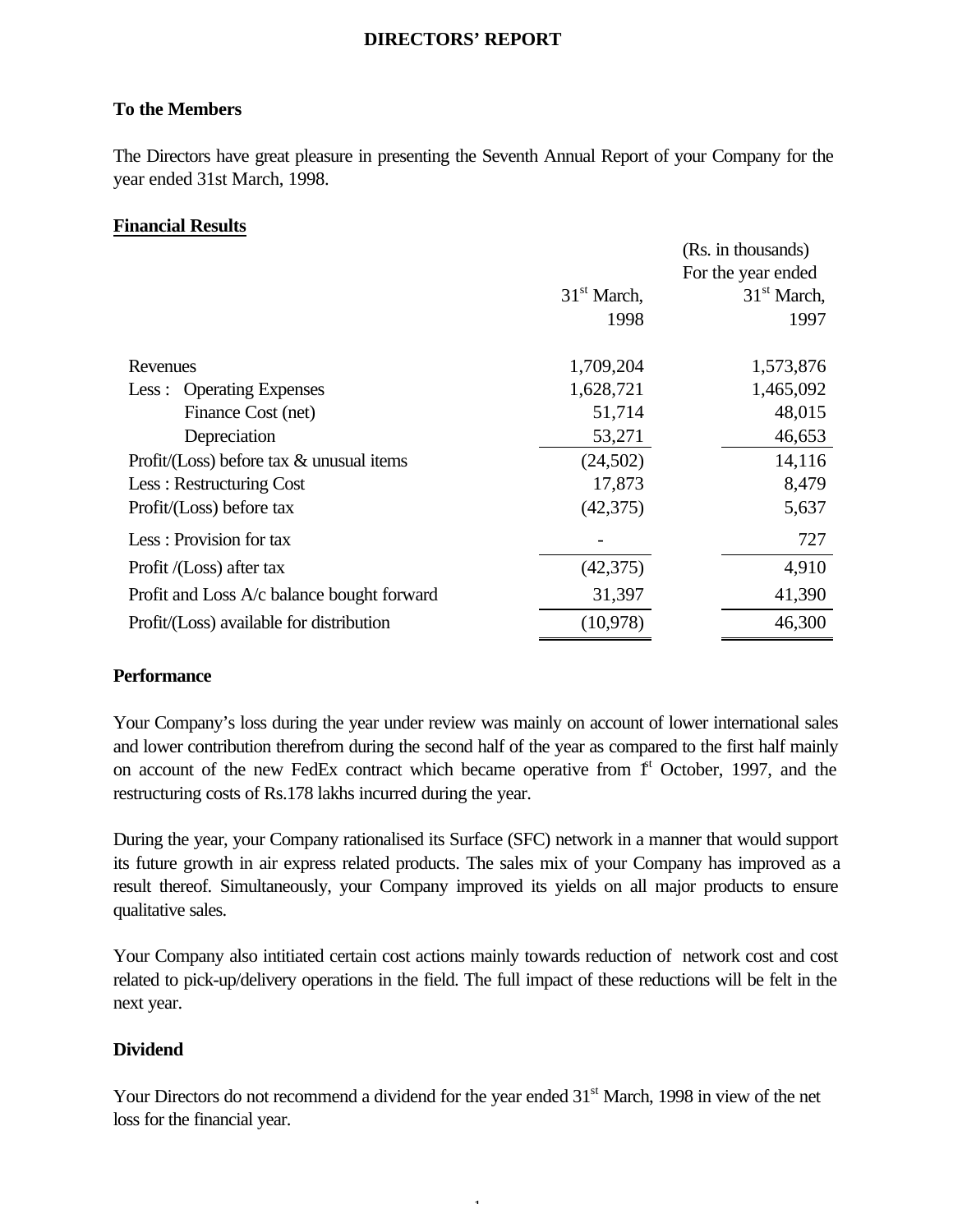# DIRECTORS' REPORT

**To the Members**

The Directors have great pleasure in presenting the Seventh Annual Report of your Company for the year ended 31st March, 1998.

## Financial Results

| | (Rs. in thousands) For the year ended 31st March, 1998 | 31st March, 1997 |
|---|---|---|
| Revenues | 1,709,204 | 1,573,876 |
| Less : Operating Expenses | 1,628,721 | 1,465,092 |
| Finance Cost (net) | 51,714 | 48,015 |
| Depreciation | 53,271 | 46,653 |
| Profit/(Loss) before tax & unusual items | (24,502) | 14,116 |
| Less : Restructuring Cost | 17,873 | 8,479 |
| Profit/(Loss) before tax | (42,375) | 5,637 |
| Less : Provision for tax | - | 727 |
| Profit /(Loss) after tax | (42,375) | 4,910 |
| Profit and Loss A/c balance bought forward | 31,397 | 41,390 |
| Profit/(Loss) available for distribution | (10,978) | 46,300 |

## Performance

Your Company's loss during the year under review was mainly on account of lower international sales and lower contribution therefrom during the second half of the year as compared to the first half mainly on account of the new FedEx contract which became operative from 1st October, 1997, and the restructuring costs of Rs.178 lakhs incurred during the year.

During the year, your Company rationalised its Surface (SFC) network in a manner that would support its future growth in air express related products. The sales mix of your Company has improved as a result thereof. Simultaneously, your Company improved its yields on all major products to ensure qualitative sales.

Your Company also intitiated certain cost actions mainly towards reduction of network cost and cost related to pick-up/delivery operations in the field. The full impact of these reductions will be felt in the next year.

## Dividend

Your Directors do not recommend a dividend for the year ended 31st March, 1998 in view of the net loss for the financial year.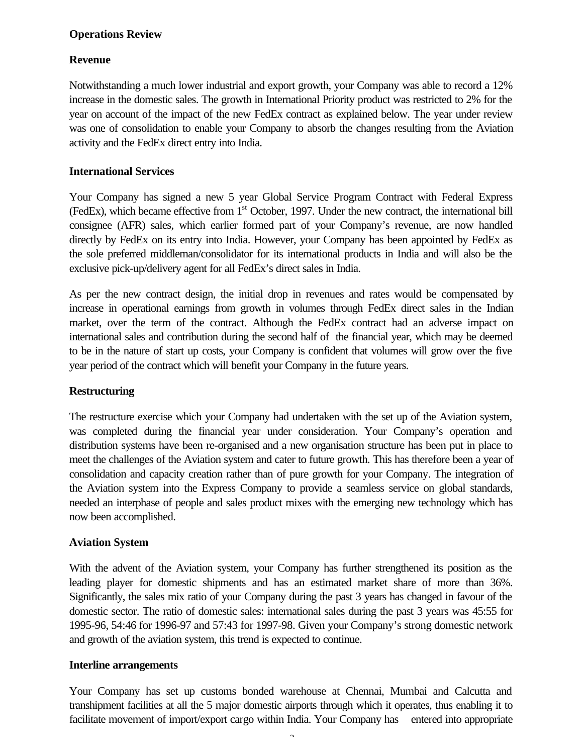## Operations Review

### Revenue

Notwithstanding a much lower industrial and export growth, your Company was able to record a 12% increase in the domestic sales. The growth in International Priority product was restricted to 2% for the year on account of the impact of the new FedEx contract as explained below. The year under review was one of consolidation to enable your Company to absorb the changes resulting from the Aviation activity and the FedEx direct entry into India.

### International Services

Your Company has signed a new 5 year Global Service Program Contract with Federal Express (FedEx), which became effective from 1st October, 1997. Under the new contract, the international bill consignee (AFR) sales, which earlier formed part of your Company's revenue, are now handled directly by FedEx on its entry into India. However, your Company has been appointed by FedEx as the sole preferred middleman/consolidator for its international products in India and will also be the exclusive pick-up/delivery agent for all FedEx's direct sales in India.

As per the new contract design, the initial drop in revenues and rates would be compensated by increase in operational earnings from growth in volumes through FedEx direct sales in the Indian market, over the term of the contract. Although the FedEx contract had an adverse impact on international sales and contribution during the second half of the financial year, which may be deemed to be in the nature of start up costs, your Company is confident that volumes will grow over the five year period of the contract which will benefit your Company in the future years.

### Restructuring

The restructure exercise which your Company had undertaken with the set up of the Aviation system, was completed during the financial year under consideration. Your Company's operation and distribution systems have been re-organised and a new organisation structure has been put in place to meet the challenges of the Aviation system and cater to future growth. This has therefore been a year of consolidation and capacity creation rather than of pure growth for your Company. The integration of the Aviation system into the Express Company to provide a seamless service on global standards, needed an interphase of people and sales product mixes with the emerging new technology which has now been accomplished.

### Aviation System

With the advent of the Aviation system, your Company has further strengthened its position as the leading player for domestic shipments and has an estimated market share of more than 36%. Significantly, the sales mix ratio of your Company during the past 3 years has changed in favour of the domestic sector. The ratio of domestic sales: international sales during the past 3 years was 45:55 for 1995-96, 54:46 for 1996-97 and 57:43 for 1997-98. Given your Company's strong domestic network and growth of the aviation system, this trend is expected to continue.

### Interline arrangements

Your Company has set up customs bonded warehouse at Chennai, Mumbai and Calcutta and transhipment facilities at all the 5 major domestic airports through which it operates, thus enabling it to facilitate movement of import/export cargo within India. Your Company has entered into appropriate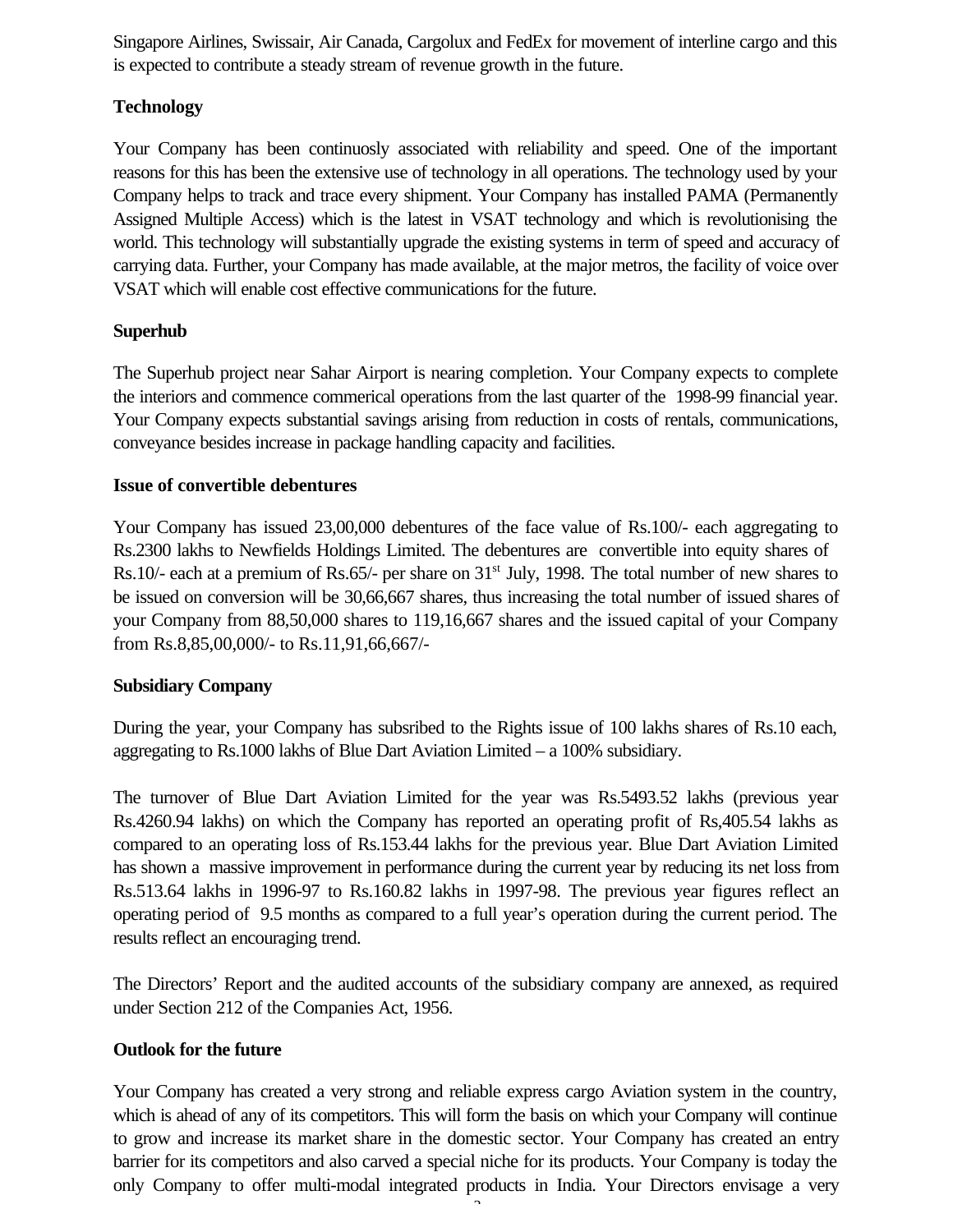Singapore Airlines, Swissair, Air Canada, Cargolux and FedEx for movement of interline cargo and this is expected to contribute a steady stream of revenue growth in the future.

**Technology**

Your Company has been continuosly associated with reliability and speed. One of the important reasons for this has been the extensive use of technology in all operations. The technology used by your Company helps to track and trace every shipment. Your Company has installed PAMA (Permanently Assigned Multiple Access) which is the latest in VSAT technology and which is revolutionising the world. This technology will substantially upgrade the existing systems in term of speed and accuracy of carrying data. Further, your Company has made available, at the major metros, the facility of voice over VSAT which will enable cost effective communications for the future.

**Superhub**

The Superhub project near Sahar Airport is nearing completion. Your Company expects to complete the interiors and commence commerical operations from the last quarter of the 1998-99 financial year. Your Company expects substantial savings arising from reduction in costs of rentals, communications, conveyance besides increase in package handling capacity and facilities.

**Issue of convertible debentures**

Your Company has issued 23,00,000 debentures of the face value of Rs.100/- each aggregating to Rs.2300 lakhs to Newfields Holdings Limited. The debentures are convertible into equity shares of Rs.10/- each at a premium of Rs.65/- per share on 31st July, 1998. The total number of new shares to be issued on conversion will be 30,66,667 shares, thus increasing the total number of issued shares of your Company from 88,50,000 shares to 119,16,667 shares and the issued capital of your Company from Rs.8,85,00,000/- to Rs.11,91,66,667/-

**Subsidiary Company**

During the year, your Company has subsribed to the Rights issue of 100 lakhs shares of Rs.10 each, aggregating to Rs.1000 lakhs of Blue Dart Aviation Limited – a 100% subsidiary.

The turnover of Blue Dart Aviation Limited for the year was Rs.5493.52 lakhs (previous year Rs.4260.94 lakhs) on which the Company has reported an operating profit of Rs,405.54 lakhs as compared to an operating loss of Rs.153.44 lakhs for the previous year. Blue Dart Aviation Limited has shown a massive improvement in performance during the current year by reducing its net loss from Rs.513.64 lakhs in 1996-97 to Rs.160.82 lakhs in 1997-98. The previous year figures reflect an operating period of 9.5 months as compared to a full year's operation during the current period. The results reflect an encouraging trend.

The Directors' Report and the audited accounts of the subsidiary company are annexed, as required under Section 212 of the Companies Act, 1956.

**Outlook for the future**

Your Company has created a very strong and reliable express cargo Aviation system in the country, which is ahead of any of its competitors. This will form the basis on which your Company will continue to grow and increase its market share in the domestic sector. Your Company has created an entry barrier for its competitors and also carved a special niche for its products. Your Company is today the only Company to offer multi-modal integrated products in India. Your Directors envisage a very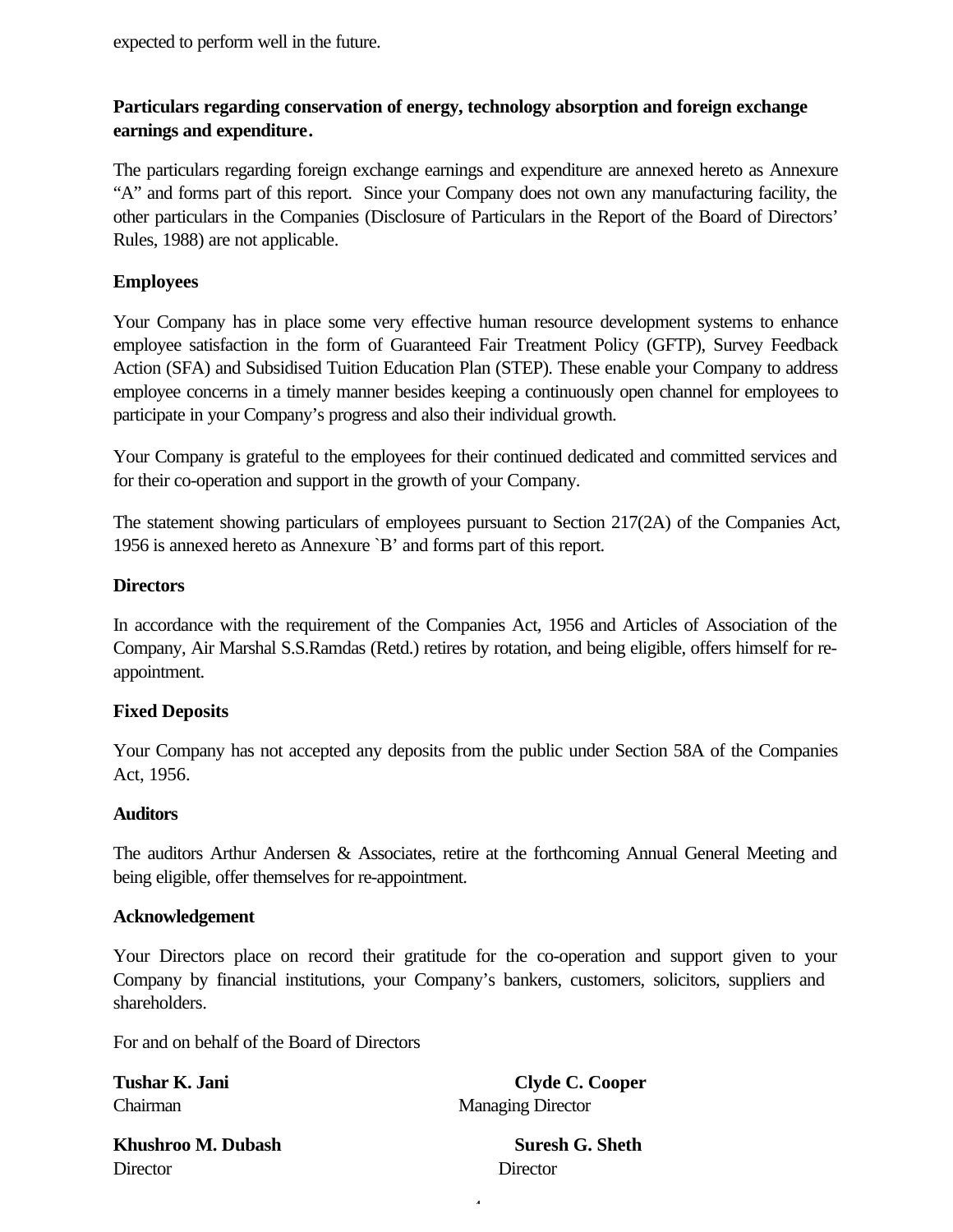expected to perform well in the future.

**Particulars regarding conservation of energy, technology absorption and foreign exchange earnings and expenditure.**

The particulars regarding foreign exchange earnings and expenditure are annexed hereto as Annexure "A" and forms part of this report. Since your Company does not own any manufacturing facility, the other particulars in the Companies (Disclosure of Particulars in the Report of the Board of Directors' Rules, 1988) are not applicable.

**Employees**

Your Company has in place some very effective human resource development systems to enhance employee satisfaction in the form of Guaranteed Fair Treatment Policy (GFTP), Survey Feedback Action (SFA) and Subsidised Tuition Education Plan (STEP). These enable your Company to address employee concerns in a timely manner besides keeping a continuously open channel for employees to participate in your Company's progress and also their individual growth.

Your Company is grateful to the employees for their continued dedicated and committed services and for their co-operation and support in the growth of your Company.

The statement showing particulars of employees pursuant to Section 217(2A) of the Companies Act, 1956 is annexed hereto as Annexure `B' and forms part of this report.

**Directors**

In accordance with the requirement of the Companies Act, 1956 and Articles of Association of the Company, Air Marshal S.S.Ramdas (Retd.) retires by rotation, and being eligible, offers himself for re-appointment.

**Fixed Deposits**

Your Company has not accepted any deposits from the public under Section 58A of the Companies Act, 1956.

**Auditors**

The auditors Arthur Andersen & Associates, retire at the forthcoming Annual General Meeting and being eligible, offer themselves for re-appointment.

**Acknowledgement**

Your Directors place on record their gratitude for the co-operation and support given to your Company by financial institutions, your Company's bankers, customers, solicitors, suppliers and shareholders.

For and on behalf of the Board of Directors

**Tushar K. Jani**
Chairman

**Clyde C. Cooper**
Managing Director

**Khushroo M. Dubash**
Director

**Suresh G. Sheth**
Director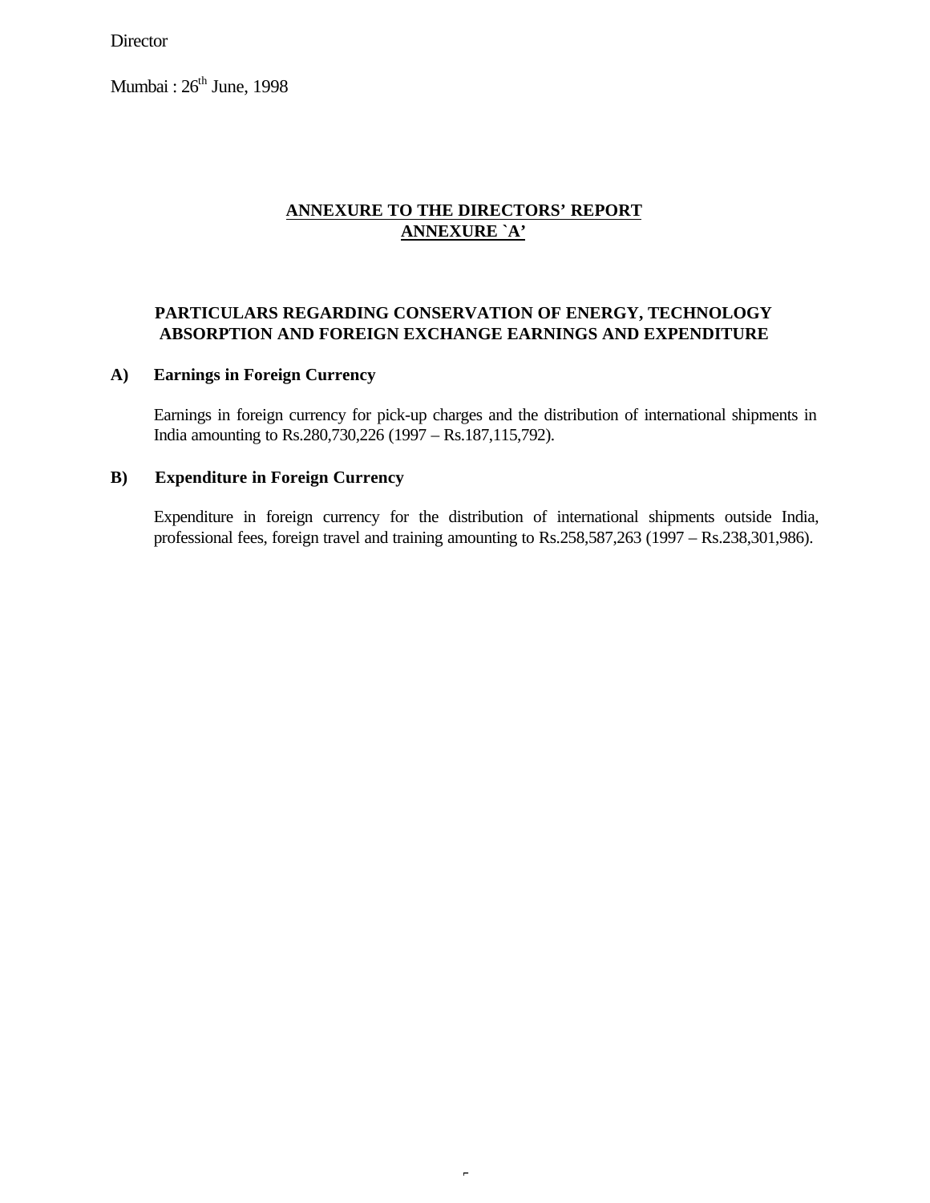Director

Mumbai : 26th June, 1998

## ANNEXURE TO THE DIRECTORS' REPORT
## ANNEXURE `A'

### PARTICULARS REGARDING CONSERVATION OF ENERGY, TECHNOLOGY ABSORPTION AND FOREIGN EXCHANGE EARNINGS AND EXPENDITURE

**A) Earnings in Foreign Currency**

Earnings in foreign currency for pick-up charges and the distribution of international shipments in India amounting to Rs.280,730,226 (1997 – Rs.187,115,792).

**B) Expenditure in Foreign Currency**

Expenditure in foreign currency for the distribution of international shipments outside India, professional fees, foreign travel and training amounting to Rs.258,587,263 (1997 – Rs.238,301,986).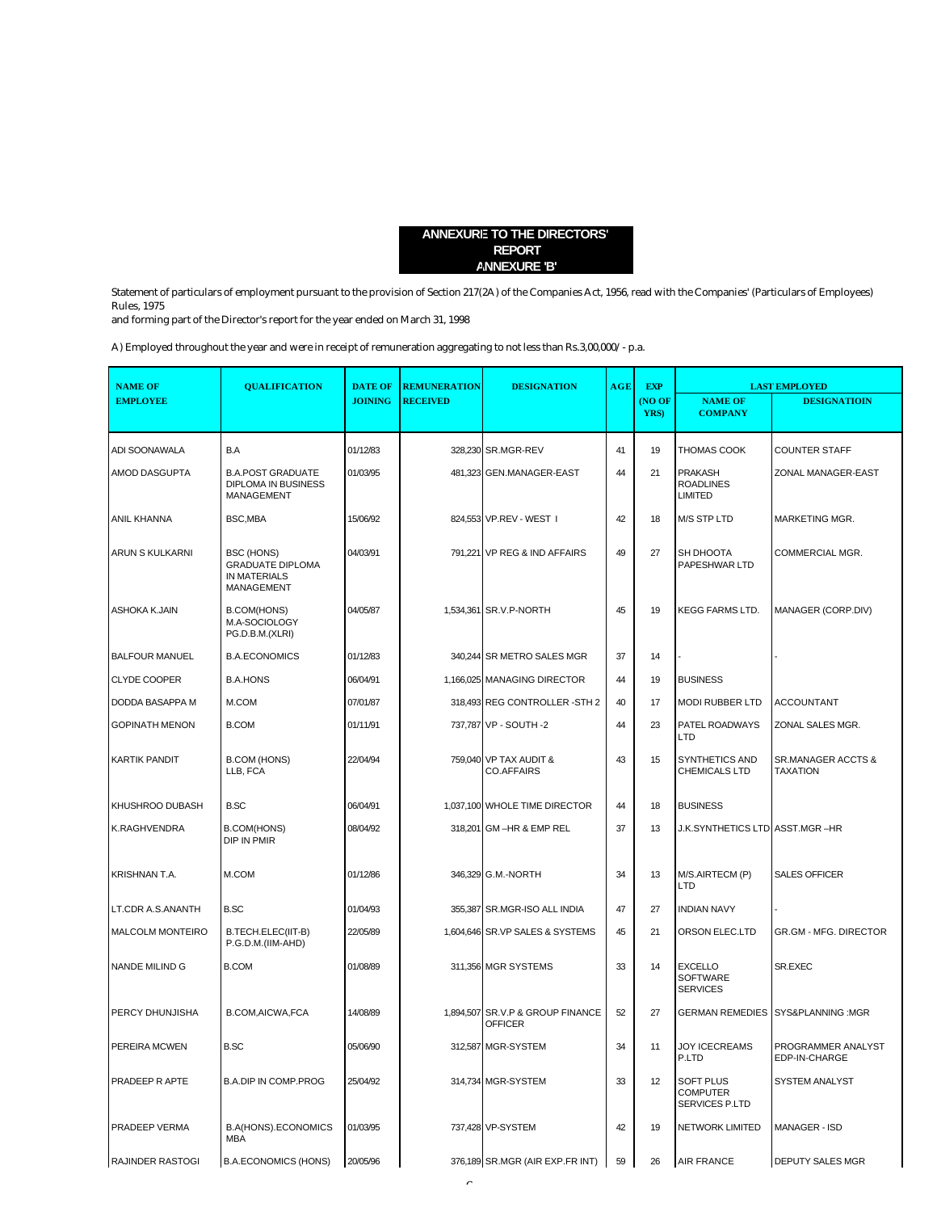# ANNEXURE TO THE DIRECTORS' REPORT

## ANNEXURE 'B'

Statement of particulars of employment pursuant to the provision of Section 217(2A) of the Companies Act, 1956, read with the Companies' (Particulars of Employees) Rules, 1975
and forming part of the Director's report for the year ended on March 31, 1998

A) Employed throughout the year and were in receipt of remuneration aggregating to not less than Rs.3,00,000/- p.a.

| NAME OF EMPLOYEE | QUALIFICATION | DATE OF JOINING | REMUNERATION RECEIVED | DESIGNATION | AGE | EXP (NO OF YRS) | LAST EMPLOYED | |
|---|---|---|---|---|---|---|---|---|
| | | | | | | | NAME OF COMPANY | DESIGNATIOIN |
| ADI SOONAWALA | B.A | 01/12/83 | 328,230 | SR.MGR-REV | 41 | 19 | THOMAS COOK | COUNTER STAFF |
| AMOD DASGUPTA | B.A.POST GRADUATE DIPLOMA IN BUSINESS MANAGEMENT | 01/03/95 | 481,323 | GEN.MANAGER-EAST | 44 | 21 | PRAKASH ROADLINES LIMITED | ZONAL MANAGER-EAST |
| ANIL KHANNA | BSC,MBA | 15/06/92 | 824,553 | VP.REV - WEST I | 42 | 18 | M/S STP LTD | MARKETING MGR. |
| ARUN S KULKARNI | BSC (HONS) GRADUATE DIPLOMA IN MATERIALS MANAGEMENT | 04/03/91 | 791,221 | VP REG & IND AFFAIRS | 49 | 27 | SH DHOOTA PAPESHWAR LTD | COMMERCIAL MGR. |
| ASHOKA K.JAIN | B.COM(HONS) M.A-SOCIOLOGY PG.D.B.M.(XLRI) | 04/05/87 | 1,534,361 | SR.V.P-NORTH | 45 | 19 | KEGG FARMS LTD. | MANAGER (CORP.DIV) |
| BALFOUR MANUEL | B.A.ECONOMICS | 01/12/83 | 340,244 | SR METRO SALES MGR | 37 | 14 | - | - |
| CLYDE COOPER | B.A.HONS | 06/04/91 | 1,166,025 | MANAGING DIRECTOR | 44 | 19 | BUSINESS | |
| DODDA BASAPPA M | M.COM | 07/01/87 | 318,493 | REG CONTROLLER -STH 2 | 40 | 17 | MODI RUBBER LTD | ACCOUNTANT |
| GOPINATH MENON | B.COM | 01/11/91 | 737,787 | VP - SOUTH -2 | 44 | 23 | PATEL ROADWAYS LTD | ZONAL SALES MGR. |
| KARTIK PANDIT | B.COM (HONS) LLB, FCA | 22/04/94 | 759,040 | VP TAX AUDIT & CO.AFFAIRS | 43 | 15 | SYNTHETICS AND CHEMICALS LTD | SR.MANAGER ACCTS & TAXATION |
| KHUSHROO DUBASH | B.SC | 06/04/91 | 1,037,100 | WHOLE TIME DIRECTOR | 44 | 18 | BUSINESS | |
| K.RAGHVENDRA | B.COM(HONS) DIP IN PMIR | 08/04/92 | 318,201 | GM –HR & EMP REL | 37 | 13 | J.K.SYNTHETICS LTD | ASST.MGR –HR |
| KRISHNAN T.A. | M.COM | 01/12/86 | 346,329 | G.M.-NORTH | 34 | 13 | M/S.AIRTECM (P) LTD | SALES OFFICER |
| LT.CDR A.S.ANANTH | B.SC | 01/04/93 | 355,387 | SR.MGR-ISO ALL INDIA | 47 | 27 | INDIAN NAVY | - |
| MALCOLM MONTEIRO | B.TECH.ELEC(IIT-B) P.G.D.M.(IIM-AHD) | 22/05/89 | 1,604,646 | SR.VP SALES & SYSTEMS | 45 | 21 | ORSON ELEC.LTD | GR.GM - MFG. DIRECTOR |
| NANDE MILIND G | B.COM | 01/08/89 | 311,356 | MGR SYSTEMS | 33 | 14 | EXCELLO SOFTWARE SERVICES | SR.EXEC |
| PERCY DHUNJISHA | B.COM,AICWA,FCA | 14/08/89 | 1,894,507 | SR.V.P & GROUP FINANCE OFFICER | 52 | 27 | GERMAN REMEDIES | SYS&PLANNING :MGR |
| PEREIRA MCWEN | B.SC | 05/06/90 | 312,587 | MGR-SYSTEM | 34 | 11 | JOY ICECREAMS P.LTD | PROGRAMMER ANALYST EDP-IN-CHARGE |
| PRADEEP R APTE | B.A.DIP IN COMP.PROG | 25/04/92 | 314,734 | MGR-SYSTEM | 33 | 12 | SOFT PLUS COMPUTER SERVICES P.LTD | SYSTEM ANALYST |
| PRADEEP VERMA | B.A(HONS).ECONOMICS MBA | 01/03/95 | 737,428 | VP-SYSTEM | 42 | 19 | NETWORK LIMITED | MANAGER - ISD |
| RAJINDER RASTOGI | B.A.ECONOMICS (HONS) | 20/05/96 | 376,189 | SR.MGR (AIR EXP.FR INT) | 59 | 26 | AIR FRANCE | DEPUTY SALES MGR |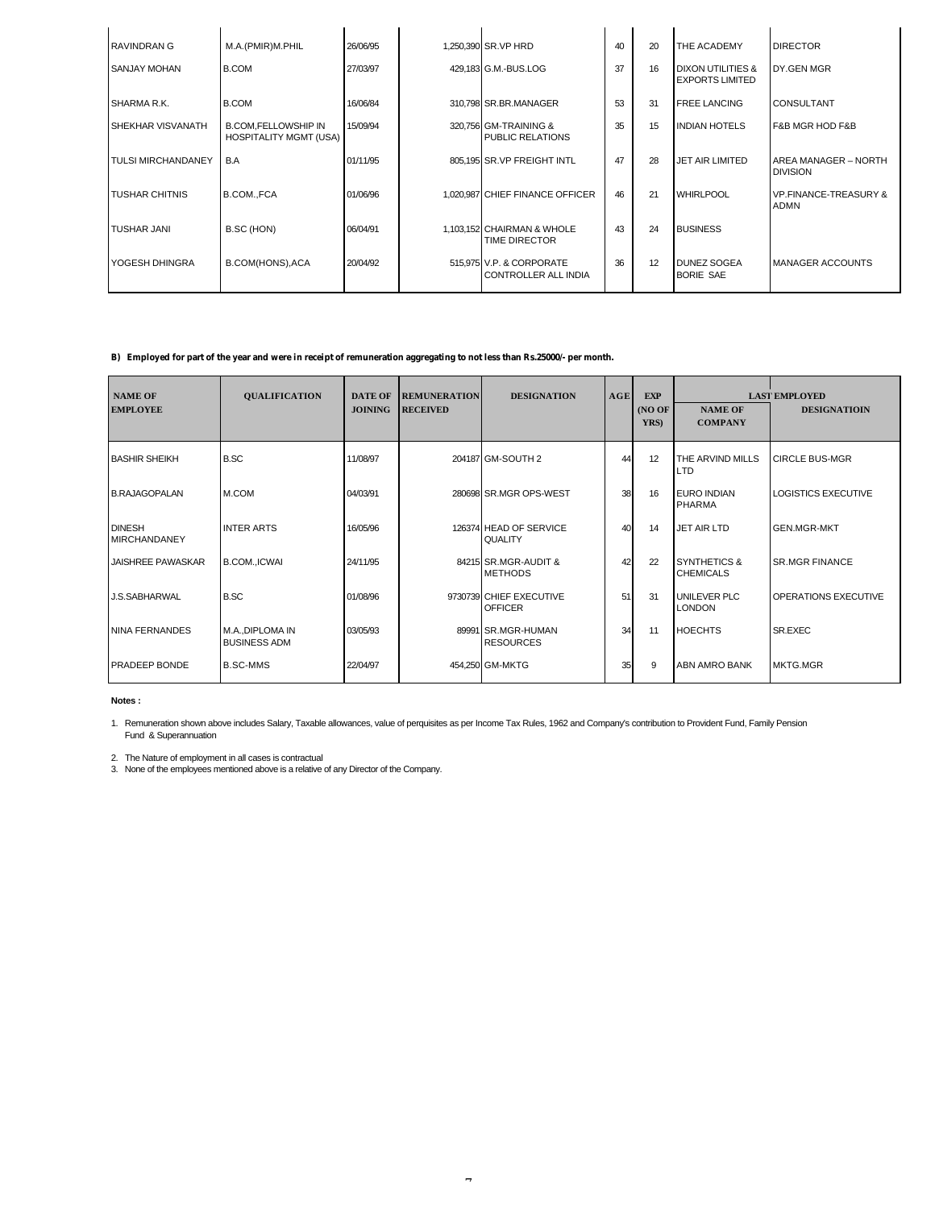| NAME OF EMPLOYEE | QUALIFICATION | DATE OF JOINING | REMUNERATION RECEIVED | DESIGNATION | AGE | EXP (NO OF YRS) | LAST EMPLOYED NAME OF COMPANY | LAST EMPLOYED DESIGNATIOIN |
|---|---|---|---|---|---|---|---|---|
| RAVINDRAN G | M.A.(PMIR)M.PHIL | 26/06/95 | 1,250,390 | SR.VP HRD | 40 | 20 | THE ACADEMY | DIRECTOR |
| SANJAY MOHAN | B.COM | 27/03/97 | 429,183 | G.M.-BUS.LOG | 37 | 16 | DIXON UTILITIES & EXPORTS LIMITED | DY.GEN MGR |
| SHARMA R.K. | B.COM | 16/06/84 | 310,798 | SR.BR.MANAGER | 53 | 31 | FREE LANCING | CONSULTANT |
| SHEKHAR VISVANATH | B.COM,FELLOWSHIP IN HOSPITALITY MGMT (USA) | 15/09/94 | 320,756 | GM-TRAINING & PUBLIC RELATIONS | 35 | 15 | INDIAN HOTELS | F&B MGR HOD F&B |
| TULSI MIRCHANDANEY | B.A | 01/11/95 | 805,195 | SR.VP FREIGHT INTL | 47 | 28 | JET AIR LIMITED | AREA MANAGER – NORTH DIVISION |
| TUSHAR CHITNIS | B.COM.,FCA | 01/06/96 | 1,020,987 | CHIEF FINANCE OFFICER | 46 | 21 | WHIRLPOOL | VP.FINANCE-TREASURY & ADMN |
| TUSHAR JANI | B.SC (HON) | 06/04/91 | 1,103,152 | CHAIRMAN & WHOLE TIME DIRECTOR | 43 | 24 | BUSINESS | |
| YOGESH DHINGRA | B.COM(HONS),ACA | 20/04/92 | 515,975 | V.P. & CORPORATE CONTROLLER ALL INDIA | 36 | 12 | DUNEZ SOGEA BORIE SAE | MANAGER ACCOUNTS |

**B) Employed for part of the year and were in receipt of remuneration aggregating to not less than Rs.25000/- per month.**

| NAME OF EMPLOYEE | QUALIFICATION | DATE OF JOINING | REMUNERATION RECEIVED | DESIGNATION | AGE | EXP (NO OF YRS) | LAST EMPLOYED NAME OF COMPANY | LAST EMPLOYED DESIGNATIOIN |
|---|---|---|---|---|---|---|---|---|
| BASHIR SHEIKH | B.SC | 11/08/97 | 204187 | GM-SOUTH 2 | 44 | 12 | THE ARVIND MILLS LTD | CIRCLE BUS-MGR |
| B.RAJAGOPALAN | M.COM | 04/03/91 | 280698 | SR.MGR OPS-WEST | 38 | 16 | EURO INDIAN PHARMA | LOGISTICS EXECUTIVE |
| DINESH MIRCHANDANEY | INTER ARTS | 16/05/96 | 126374 | HEAD OF SERVICE QUALITY | 40 | 14 | JET AIR LTD | GEN.MGR-MKT |
| JAISHREE PAWASKAR | B.COM.,ICWAI | 24/11/95 | 84215 | SR.MGR-AUDIT & METHODS | 42 | 22 | SYNTHETICS & CHEMICALS | SR.MGR FINANCE |
| J.S.SABHARWAL | B.SC | 01/08/96 | 9730739 | CHIEF EXECUTIVE OFFICER | 51 | 31 | UNILEVER PLC LONDON | OPERATIONS EXECUTIVE |
| NINA FERNANDES | M.A.,DIPLOMA IN BUSINESS ADM | 03/05/93 | 89991 | SR.MGR-HUMAN RESOURCES | 34 | 11 | HOECHTS | SR.EXEC |
| PRADEEP BONDE | B.SC-MMS | 22/04/97 | 454,250 | GM-MKTG | 35 | 9 | ABN AMRO BANK | MKTG.MGR |

**Notes :**

1. Remuneration shown above includes Salary, Taxable allowances, value of perquisites as per Income Tax Rules, 1962 and Company's contribution to Provident Fund, Family Pension Fund & Superannuation
2. The Nature of employment in all cases is contractual
3. None of the employees mentioned above is a relative of any Director of the Company.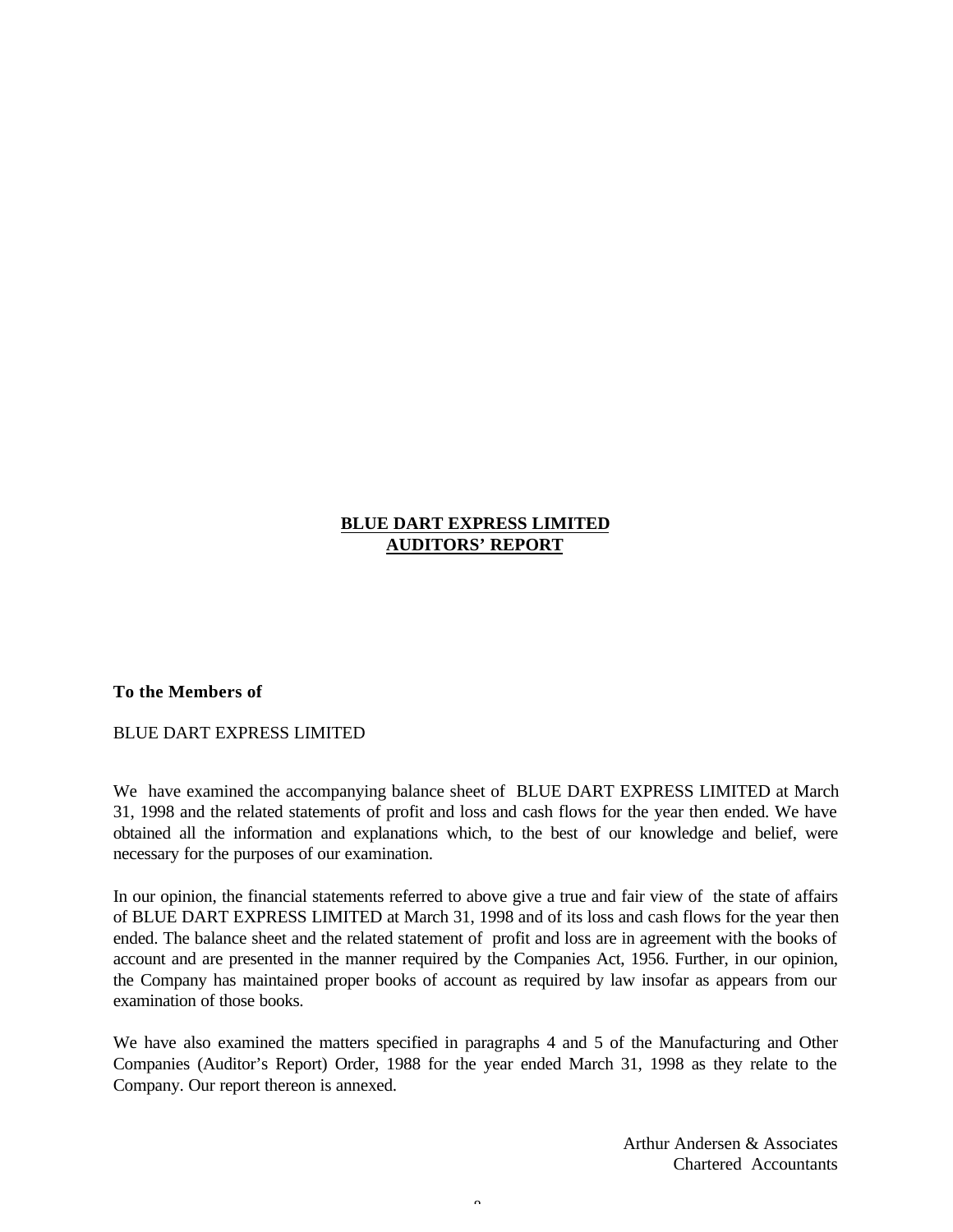# BLUE DART EXPRESS LIMITED
## AUDITORS' REPORT

**To the Members of**

BLUE DART EXPRESS LIMITED

We have examined the accompanying balance sheet of BLUE DART EXPRESS LIMITED at March 31, 1998 and the related statements of profit and loss and cash flows for the year then ended. We have obtained all the information and explanations which, to the best of our knowledge and belief, were necessary for the purposes of our examination.

In our opinion, the financial statements referred to above give a true and fair view of the state of affairs of BLUE DART EXPRESS LIMITED at March 31, 1998 and of its loss and cash flows for the year then ended. The balance sheet and the related statement of profit and loss are in agreement with the books of account and are presented in the manner required by the Companies Act, 1956. Further, in our opinion, the Company has maintained proper books of account as required by law insofar as appears from our examination of those books.

We have also examined the matters specified in paragraphs 4 and 5 of the Manufacturing and Other Companies (Auditor's Report) Order, 1988 for the year ended March 31, 1998 as they relate to the Company. Our report thereon is annexed.

Arthur Andersen & Associates
Chartered Accountants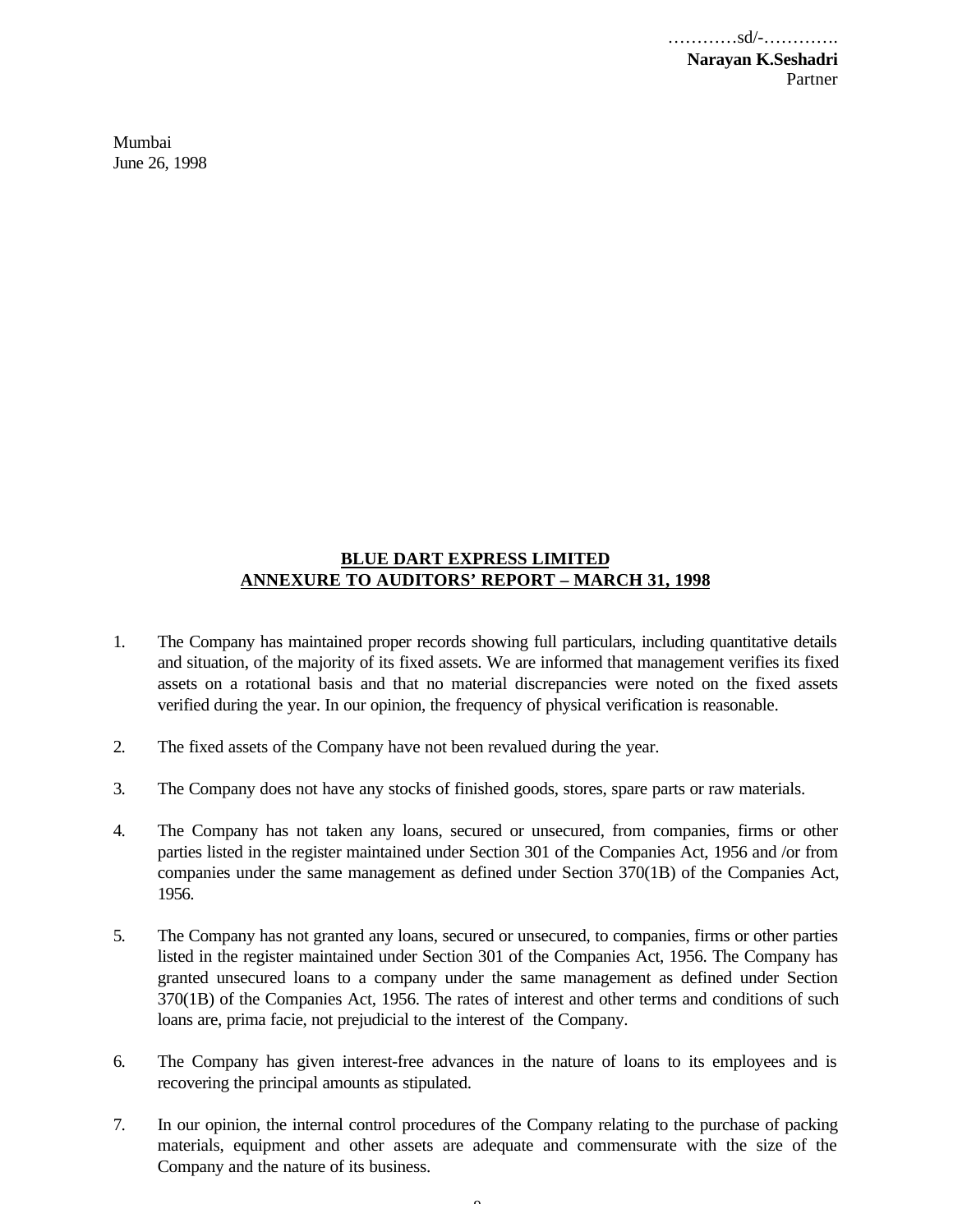…………sd/-………….
**Narayan K.Seshadri**
Partner

Mumbai
June 26, 1998

## BLUE DART EXPRESS LIMITED
## ANNEXURE TO AUDITORS' REPORT – MARCH 31, 1998

1. The Company has maintained proper records showing full particulars, including quantitative details and situation, of the majority of its fixed assets. We are informed that management verifies its fixed assets on a rotational basis and that no material discrepancies were noted on the fixed assets verified during the year. In our opinion, the frequency of physical verification is reasonable.

2. The fixed assets of the Company have not been revalued during the year.

3. The Company does not have any stocks of finished goods, stores, spare parts or raw materials.

4. The Company has not taken any loans, secured or unsecured, from companies, firms or other parties listed in the register maintained under Section 301 of the Companies Act, 1956 and /or from companies under the same management as defined under Section 370(1B) of the Companies Act, 1956.

5. The Company has not granted any loans, secured or unsecured, to companies, firms or other parties listed in the register maintained under Section 301 of the Companies Act, 1956. The Company has granted unsecured loans to a company under the same management as defined under Section 370(1B) of the Companies Act, 1956. The rates of interest and other terms and conditions of such loans are, prima facie, not prejudicial to the interest of the Company.

6. The Company has given interest-free advances in the nature of loans to its employees and is recovering the principal amounts as stipulated.

7. In our opinion, the internal control procedures of the Company relating to the purchase of packing materials, equipment and other assets are adequate and commensurate with the size of the Company and the nature of its business.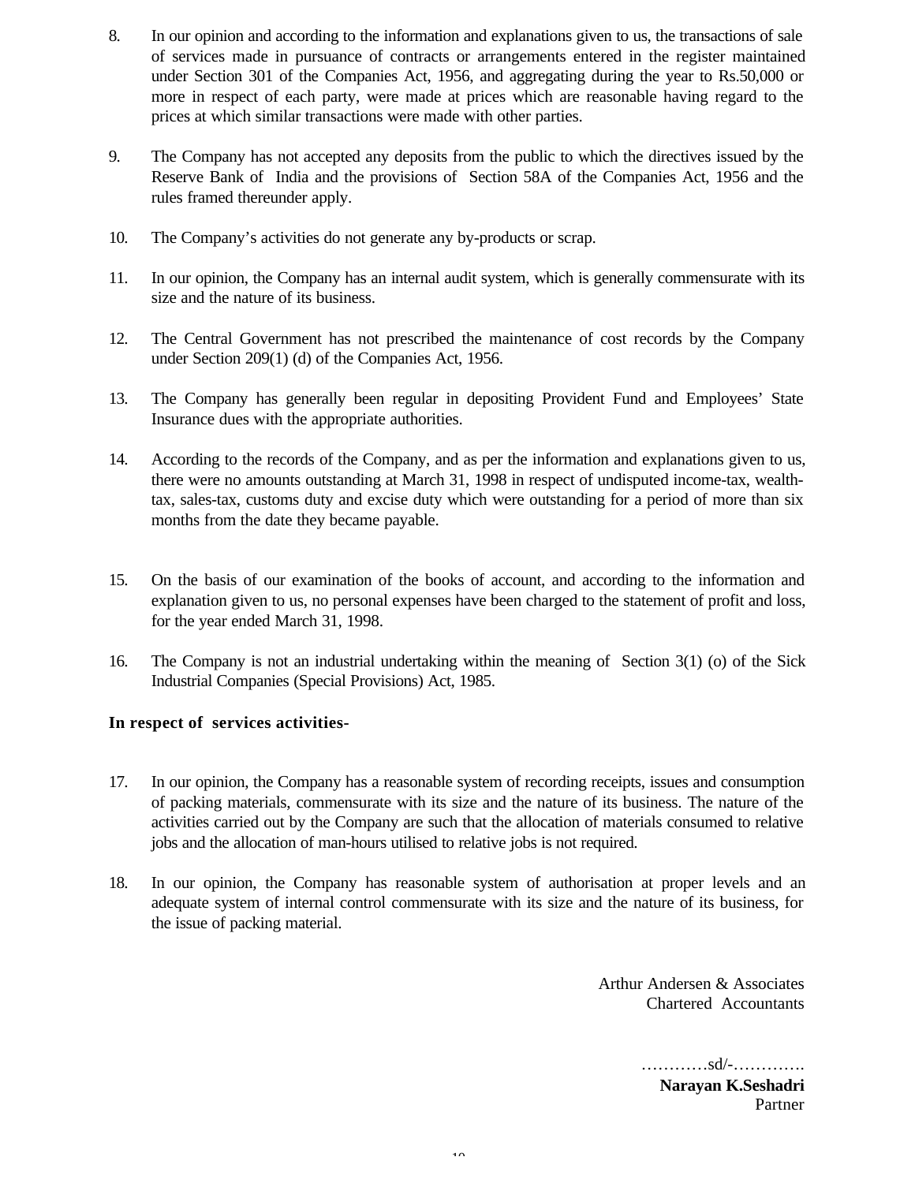8. In our opinion and according to the information and explanations given to us, the transactions of sale of services made in pursuance of contracts or arrangements entered in the register maintained under Section 301 of the Companies Act, 1956, and aggregating during the year to Rs.50,000 or more in respect of each party, were made at prices which are reasonable having regard to the prices at which similar transactions were made with other parties.

9. The Company has not accepted any deposits from the public to which the directives issued by the Reserve Bank of India and the provisions of Section 58A of the Companies Act, 1956 and the rules framed thereunder apply.

10. The Company's activities do not generate any by-products or scrap.

11. In our opinion, the Company has an internal audit system, which is generally commensurate with its size and the nature of its business.

12. The Central Government has not prescribed the maintenance of cost records by the Company under Section 209(1) (d) of the Companies Act, 1956.

13. The Company has generally been regular in depositing Provident Fund and Employees' State Insurance dues with the appropriate authorities.

14. According to the records of the Company, and as per the information and explanations given to us, there were no amounts outstanding at March 31, 1998 in respect of undisputed income-tax, wealth-tax, sales-tax, customs duty and excise duty which were outstanding for a period of more than six months from the date they became payable.

15. On the basis of our examination of the books of account, and according to the information and explanation given to us, no personal expenses have been charged to the statement of profit and loss, for the year ended March 31, 1998.

16. The Company is not an industrial undertaking within the meaning of Section 3(1) (o) of the Sick Industrial Companies (Special Provisions) Act, 1985.

**In respect of services activities-**

17. In our opinion, the Company has a reasonable system of recording receipts, issues and consumption of packing materials, commensurate with its size and the nature of its business. The nature of the activities carried out by the Company are such that the allocation of materials consumed to relative jobs and the allocation of man-hours utilised to relative jobs is not required.

18. In our opinion, the Company has reasonable system of authorisation at proper levels and an adequate system of internal control commensurate with its size and the nature of its business, for the issue of packing material.

Arthur Andersen & Associates
Chartered Accountants

…………sd/-………….
**Narayan K.Seshadri**
Partner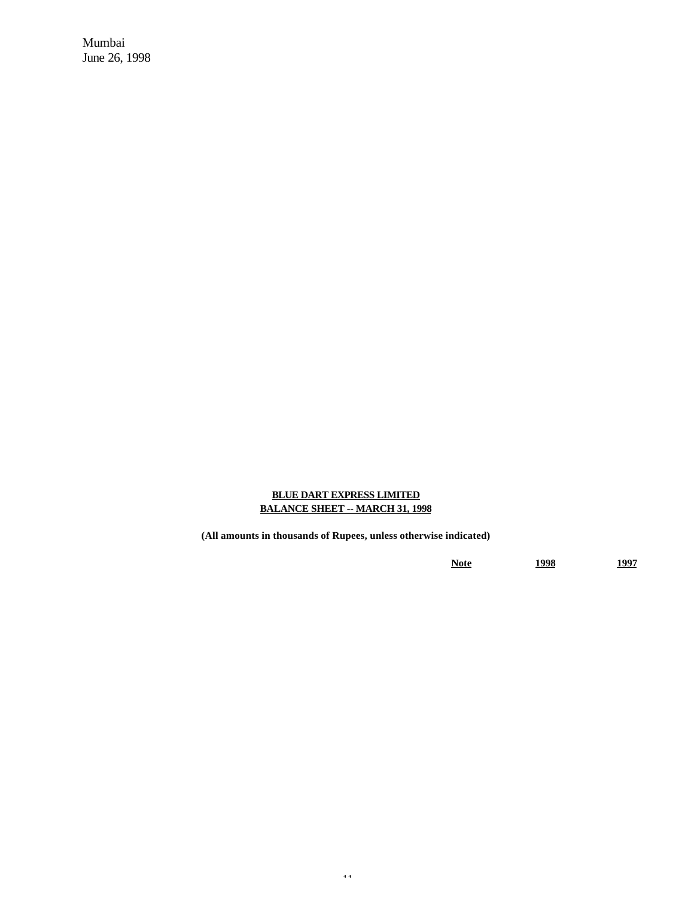Mumbai
June 26, 1998

**BLUE DART EXPRESS LIMITED**
**BALANCE SHEET -- MARCH 31, 1998**

**(All amounts in thousands of Rupees, unless otherwise indicated)**

| | Note | 1998 | 1997 |
|---|---|---|---|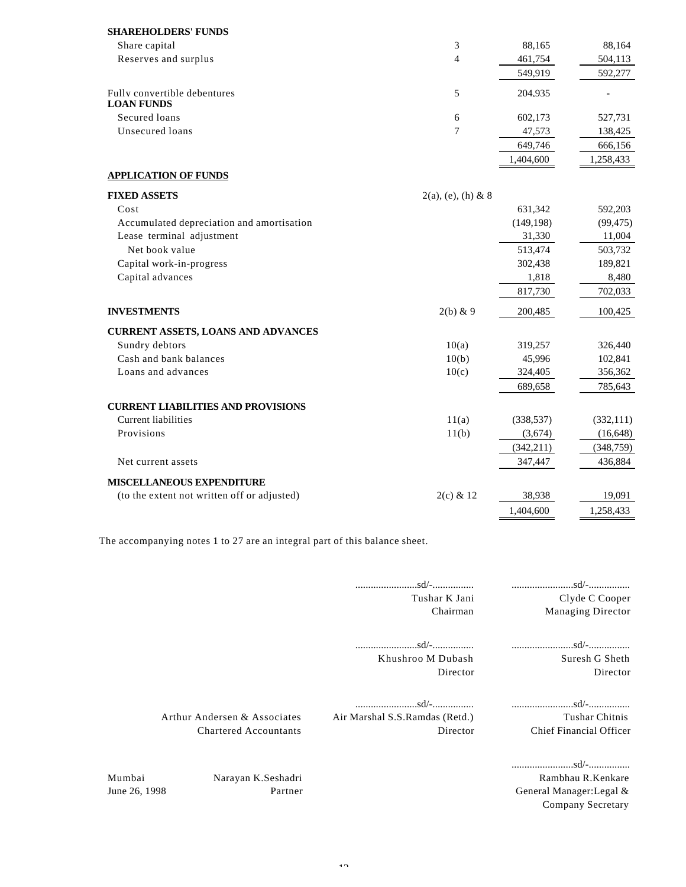| | Notes | | |
|---|---|---|---|
| **SHAREHOLDERS' FUNDS** | | | |
| Share capital | 3 | 88,165 | 88,164 |
| Reserves and surplus | 4 | 461,754 | 504,113 |
| | | 549,919 | 592,277 |
| Fully convertible debentures | 5 | 204,935 | - |
| **LOAN FUNDS** | | | |
| Secured loans | 6 | 602,173 | 527,731 |
| Unsecured loans | 7 | 47,573 | 138,425 |
| | | 649,746 | 666,156 |
| | | 1,404,600 | 1,258,433 |
| **APPLICATION OF FUNDS** | | | |
| **FIXED ASSETS** | 2(a), (e), (h) & 8 | | |
| Cost | | 631,342 | 592,203 |
| Accumulated depreciation and amortisation | | (149,198) | (99,475) |
| Lease terminal adjustment | | 31,330 | 11,004 |
| Net book value | | 513,474 | 503,732 |
| Capital work-in-progress | | 302,438 | 189,821 |
| Capital advances | | 1,818 | 8,480 |
| | | 817,730 | 702,033 |
| **INVESTMENTS** | 2(b) & 9 | 200,485 | 100,425 |
| **CURRENT ASSETS, LOANS AND ADVANCES** | | | |
| Sundry debtors | 10(a) | 319,257 | 326,440 |
| Cash and bank balances | 10(b) | 45,996 | 102,841 |
| Loans and advances | 10(c) | 324,405 | 356,362 |
| | | 689,658 | 785,643 |
| **CURRENT LIABILITIES AND PROVISIONS** | | | |
| Current liabilities | 11(a) | (338,537) | (332,111) |
| Provisions | 11(b) | (3,674) | (16,648) |
| | | (342,211) | (348,759) |
| Net current assets | | 347,447 | 436,884 |
| **MISCELLANEOUS EXPENDITURE** | | | |
| (to the extent not written off or adjusted) | 2(c) & 12 | 38,938 | 19,091 |
| | | 1,404,600 | 1,258,433 |

The accompanying notes 1 to 27 are an integral part of this balance sheet.

| | ........................sd/-................ | ........................sd/-................ |
|---|---|---|
| | Tushar K Jani | Clyde C Cooper |
| | Chairman | Managing Director |
| | ........................sd/-................ | ........................sd/-................ |
| | Khushroo M Dubash | Suresh G Sheth |
| | Director | Director |
| | ........................sd/-................ | ........................sd/-................ |
| Arthur Andersen & Associates | Air Marshal S.S.Ramdas (Retd.) | Tushar Chitnis |
| Chartered Accountants | Director | Chief Financial Officer |
| | | ........................sd/-................ |
| Mumbai — Narayan K.Seshadri | | Rambhau R.Kenkare |
| June 26, 1998 — Partner | | General Manager:Legal & Company Secretary |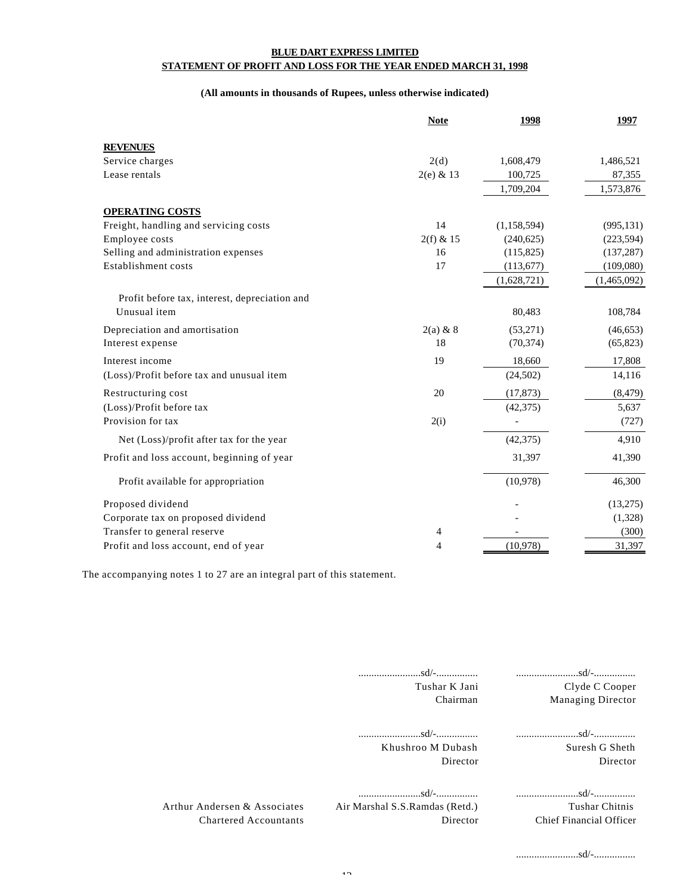**BLUE DART EXPRESS LIMITED**
**STATEMENT OF PROFIT AND LOSS FOR THE YEAR ENDED MARCH 31, 1998**

**(All amounts in thousands of Rupees, unless otherwise indicated)**

| | Note | 1998 | 1997 |
|---|---|---|---|
| **REVENUES** | | | |
| Service charges | 2(d) | 1,608,479 | 1,486,521 |
| Lease rentals | 2(e) & 13 | 100,725 | 87,355 |
| | | 1,709,204 | 1,573,876 |
| **OPERATING COSTS** | | | |
| Freight, handling and servicing costs | 14 | (1,158,594) | (995,131) |
| Employee costs | 2(f) & 15 | (240,625) | (223,594) |
| Selling and administration expenses | 16 | (115,825) | (137,287) |
| Establishment costs | 17 | (113,677) | (109,080) |
| | | (1,628,721) | (1,465,092) |
| Profit before tax, interest, depreciation and Unusual item | | 80,483 | 108,784 |
| Depreciation and amortisation | 2(a) & 8 | (53,271) | (46,653) |
| Interest expense | 18 | (70,374) | (65,823) |
| Interest income | 19 | 18,660 | 17,808 |
| (Loss)/Profit before tax and unusual item | | (24,502) | 14,116 |
| Restructuring cost | 20 | (17,873) | (8,479) |
| (Loss)/Profit before tax | | (42,375) | 5,637 |
| Provision for tax | 2(i) | - | (727) |
| Net (Loss)/profit after tax for the year | | (42,375) | 4,910 |
| Profit and loss account, beginning of year | | 31,397 | 41,390 |
| Profit available for appropriation | | (10,978) | 46,300 |
| Proposed dividend | | - | (13,275) |
| Corporate tax on proposed dividend | | - | (1,328) |
| Transfer to general reserve | 4 | - | (300) |
| Profit and loss account, end of year | 4 | (10,978) | 31,397 |

The accompanying notes 1 to 27 are an integral part of this statement.

........................sd/-................
Tushar K Jani
Chairman

........................sd/-................
Clyde C Cooper
Managing Director

........................sd/-................
Khushroo M Dubash
Director

........................sd/-................
Suresh G Sheth
Director

Arthur Andersen & Associates
Chartered Accountants

........................sd/-................
Air Marshal S.S.Ramdas (Retd.)
Director

........................sd/-................
Tushar Chitnis
Chief Financial Officer

........................sd/-................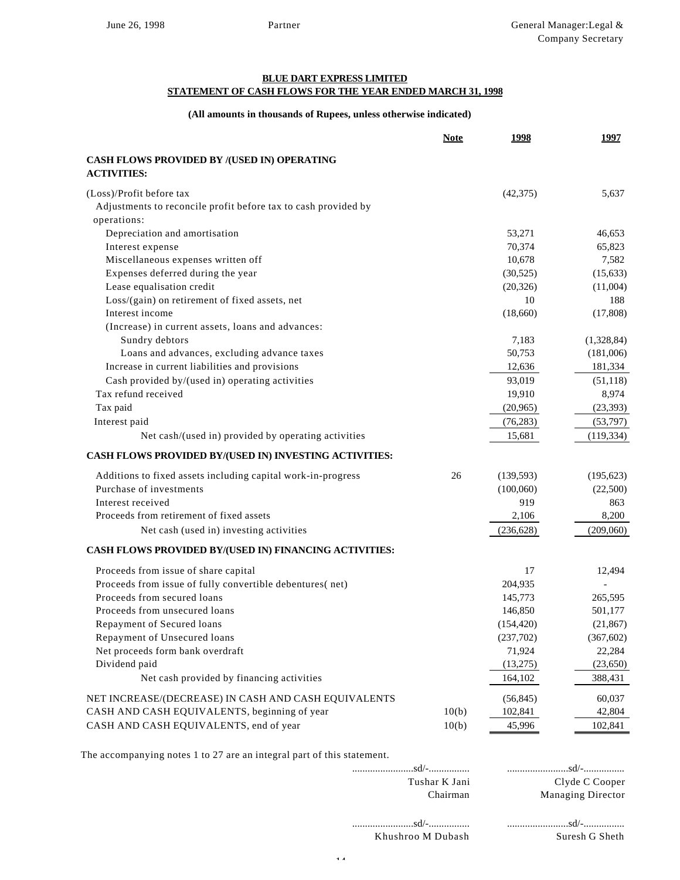June 26, 1998 | Partner | General Manager:Legal & Company Secretary

**BLUE DART EXPRESS LIMITED**

**STATEMENT OF CASH FLOWS FOR THE YEAR ENDED MARCH 31, 1998**

**(All amounts in thousands of Rupees, unless otherwise indicated)**

| | Note | 1998 | 1997 |
|---|---|---|---|
| **CASH FLOWS PROVIDED BY /(USED IN) OPERATING ACTIVITIES:** | | | |
| (Loss)/Profit before tax | | (42,375) | 5,637 |
| Adjustments to reconcile profit before tax to cash provided by operations: | | | |
| Depreciation and amortisation | | 53,271 | 46,653 |
| Interest expense | | 70,374 | 65,823 |
| Miscellaneous expenses written off | | 10,678 | 7,582 |
| Expenses deferred during the year | | (30,525) | (15,633) |
| Lease equalisation credit | | (20,326) | (11,004) |
| Loss/(gain) on retirement of fixed assets, net | | 10 | 188 |
| Interest income | | (18,660) | (17,808) |
| (Increase) in current assets, loans and advances: | | | |
| Sundry debtors | | 7,183 | (1,328,84) |
| Loans and advances, excluding advance taxes | | 50,753 | (181,006) |
| Increase in current liabilities and provisions | | 12,636 | 181,334 |
| Cash provided by/(used in) operating activities | | 93,019 | (51,118) |
| Tax refund received | | 19,910 | 8,974 |
| Tax paid | | (20,965) | (23,393) |
| Interest paid | | (76,283) | (53,797) |
| Net cash/(used in) provided by operating activities | | 15,681 | (119,334) |
| **CASH FLOWS PROVIDED BY/(USED IN) INVESTING ACTIVITIES:** | | | |
| Additions to fixed assets including capital work-in-progress | 26 | (139,593) | (195,623) |
| Purchase of investments | | (100,060) | (22,500) |
| Interest received | | 919 | 863 |
| Proceeds from retirement of fixed assets | | 2,106 | 8,200 |
| Net cash (used in) investing activities | | (236,628) | (209,060) |
| **CASH FLOWS PROVIDED BY/(USED IN) FINANCING ACTIVITIES:** | | | |
| Proceeds from issue of share capital | | 17 | 12,494 |
| Proceeds from issue of fully convertible debentures( net) | | 204,935 | - |
| Proceeds from secured loans | | 145,773 | 265,595 |
| Proceeds from unsecured loans | | 146,850 | 501,177 |
| Repayment of Secured loans | | (154,420) | (21,867) |
| Repayment of Unsecured loans | | (237,702) | (367,602) |
| Net proceeds form bank overdraft | | 71,924 | 22,284 |
| Dividend paid | | (13,275) | (23,650) |
| Net cash provided by financing activities | | 164,102 | 388,431 |
| NET INCREASE/(DECREASE) IN CASH AND CASH EQUIVALENTS | | (56,845) | 60,037 |
| CASH AND CASH EQUIVALENTS, beginning of year | 10(b) | 102,841 | 42,804 |
| CASH AND CASH EQUIVALENTS, end of year | 10(b) | 45,996 | 102,841 |

The accompanying notes 1 to 27 are an integral part of this statement.

| | |
|---|---|
| ........................sd/-................ | ........................sd/-................ |
| Tushar K Jani | Clyde C Cooper |
| Chairman | Managing Director |
| ........................sd/-................ | ........................sd/-................ |
| Khushroo M Dubash | Suresh G Sheth |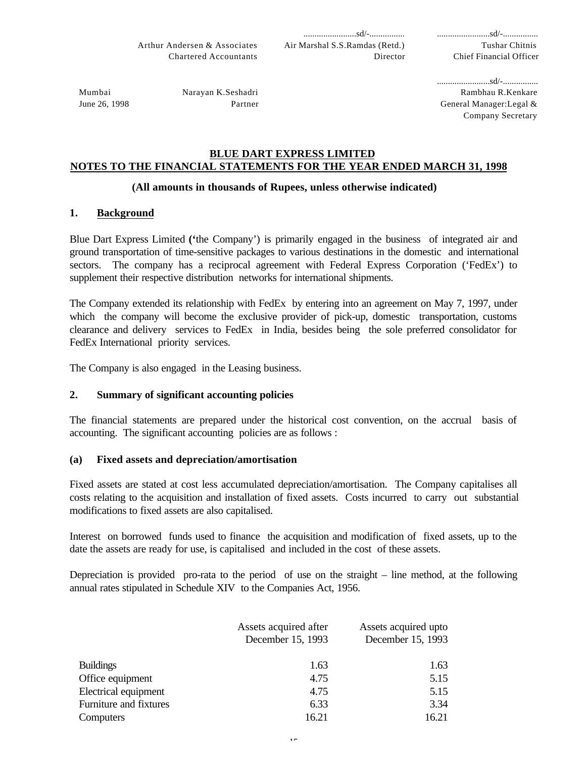| | | ........................sd/-................ | ........................sd/-................ |
|---|---|---|---|
| | Arthur Andersen & Associates | Air Marshal S.S.Ramdas (Retd.) | Tushar Chitnis |
| | Chartered Accountants | Director | Chief Financial Officer |
| | | | ........................sd/-................ |
| Mumbai | Narayan K.Seshadri | | Rambhau R.Kenkare |
| June 26, 1998 | Partner | | General Manager:Legal & Company Secretary |

# BLUE DART EXPRESS LIMITED
## NOTES TO THE FINANCIAL STATEMENTS FOR THE YEAR ENDED MARCH 31, 1998

**(All amounts in thousands of Rupees, unless otherwise indicated)**

### 1. Background

Blue Dart Express Limited (**'**the Company') is primarily engaged in the business of integrated air and ground transportation of time-sensitive packages to various destinations in the domestic and international sectors. The company has a reciprocal agreement with Federal Express Corporation ('FedEx') to supplement their respective distribution networks for international shipments.

The Company extended its relationship with FedEx by entering into an agreement on May 7, 1997, under which the company will become the exclusive provider of pick-up, domestic transportation, customs clearance and delivery services to FedEx in India, besides being the sole preferred consolidator for FedEx International priority services.

The Company is also engaged in the Leasing business.

### 2. Summary of significant accounting policies

The financial statements are prepared under the historical cost convention, on the accrual basis of accounting. The significant accounting policies are as follows :

#### (a) Fixed assets and depreciation/amortisation

Fixed assets are stated at cost less accumulated depreciation/amortisation. The Company capitalises all costs relating to the acquisition and installation of fixed assets. Costs incurred to carry out substantial modifications to fixed assets are also capitalised.

Interest on borrowed funds used to finance the acquisition and modification of fixed assets, up to the date the assets are ready for use, is capitalised and included in the cost of these assets.

Depreciation is provided pro-rata to the period of use on the straight – line method, at the following annual rates stipulated in Schedule XIV to the Companies Act, 1956.

| | Assets acquired after December 15, 1993 | Assets acquired upto December 15, 1993 |
|---|---|---|
| Buildings | 1.63 | 1.63 |
| Office equipment | 4.75 | 5.15 |
| Electrical equipment | 4.75 | 5.15 |
| Furniture and fixtures | 6.33 | 3.34 |
| Computers | 16.21 | 16.21 |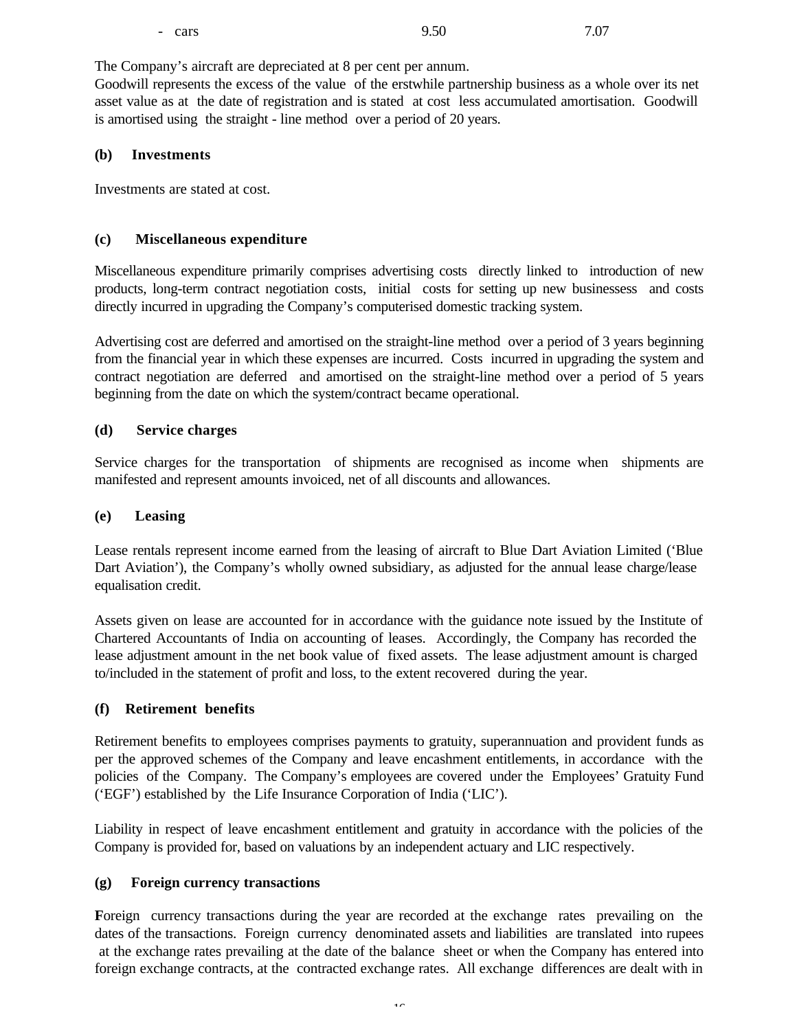| - cars | 9.50 | 7.07 |
|---|---|---|

The Company's aircraft are depreciated at 8 per cent per annum.
Goodwill represents the excess of the value of the erstwhile partnership business as a whole over its net asset value as at the date of registration and is stated at cost less accumulated amortisation. Goodwill is amortised using the straight - line method over a period of 20 years.

**(b) Investments**

Investments are stated at cost.

**(c) Miscellaneous expenditure**

Miscellaneous expenditure primarily comprises advertising costs directly linked to introduction of new products, long-term contract negotiation costs, initial costs for setting up new businessess and costs directly incurred in upgrading the Company's computerised domestic tracking system.

Advertising cost are deferred and amortised on the straight-line method over a period of 3 years beginning from the financial year in which these expenses are incurred. Costs incurred in upgrading the system and contract negotiation are deferred and amortised on the straight-line method over a period of 5 years beginning from the date on which the system/contract became operational.

**(d) Service charges**

Service charges for the transportation of shipments are recognised as income when shipments are manifested and represent amounts invoiced, net of all discounts and allowances.

**(e) Leasing**

Lease rentals represent income earned from the leasing of aircraft to Blue Dart Aviation Limited ('Blue Dart Aviation'), the Company's wholly owned subsidiary, as adjusted for the annual lease charge/lease equalisation credit.

Assets given on lease are accounted for in accordance with the guidance note issued by the Institute of Chartered Accountants of India on accounting of leases. Accordingly, the Company has recorded the lease adjustment amount in the net book value of fixed assets. The lease adjustment amount is charged to/included in the statement of profit and loss, to the extent recovered during the year.

**(f) Retirement benefits**

Retirement benefits to employees comprises payments to gratuity, superannuation and provident funds as per the approved schemes of the Company and leave encashment entitlements, in accordance with the policies of the Company. The Company's employees are covered under the Employees' Gratuity Fund ('EGF') established by the Life Insurance Corporation of India ('LIC').

Liability in respect of leave encashment entitlement and gratuity in accordance with the policies of the Company is provided for, based on valuations by an independent actuary and LIC respectively.

**(g) Foreign currency transactions**

Foreign currency transactions during the year are recorded at the exchange rates prevailing on the dates of the transactions. Foreign currency denominated assets and liabilities are translated into rupees at the exchange rates prevailing at the date of the balance sheet or when the Company has entered into foreign exchange contracts, at the contracted exchange rates. All exchange differences are dealt with in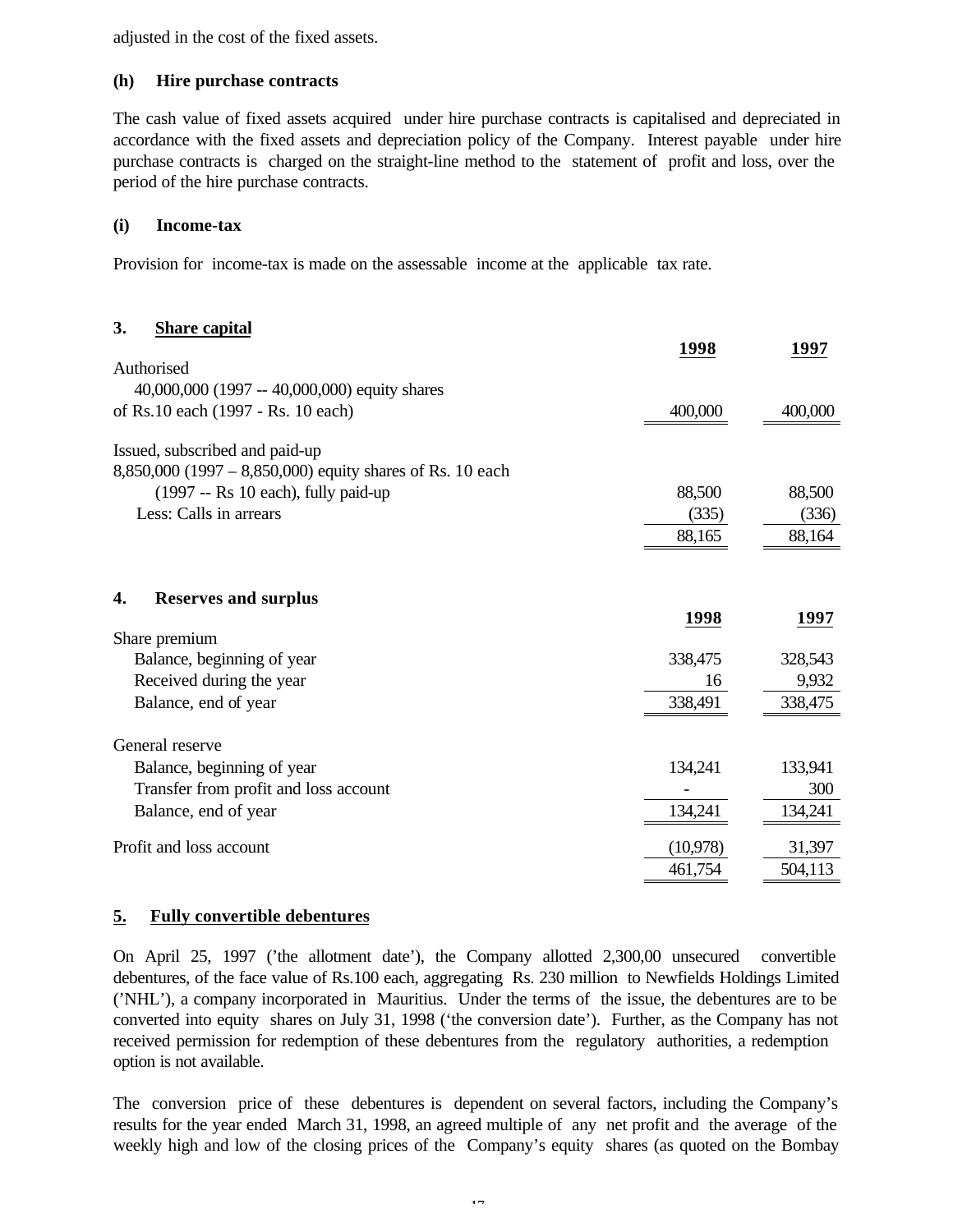adjusted in the cost of the fixed assets.

**(h) Hire purchase contracts**

The cash value of fixed assets acquired under hire purchase contracts is capitalised and depreciated in accordance with the fixed assets and depreciation policy of the Company. Interest payable under hire purchase contracts is charged on the straight-line method to the statement of profit and loss, over the period of the hire purchase contracts.

**(i) Income-tax**

Provision for income-tax is made on the assessable income at the applicable tax rate.

## 3. Share capital

| | 1998 | 1997 |
|---|---|---|
| Authorised | | |
| 40,000,000 (1997 -- 40,000,000) equity shares of Rs.10 each (1997 - Rs. 10 each) | 400,000 | 400,000 |
| Issued, subscribed and paid-up | | |
| 8,850,000 (1997 – 8,850,000) equity shares of Rs. 10 each (1997 -- Rs 10 each), fully paid-up | 88,500 | 88,500 |
| Less: Calls in arrears | (335) | (336) |
| | 88,165 | 88,164 |

## 4. Reserves and surplus

| | 1998 | 1997 |
|---|---|---|
| Share premium | | |
| Balance, beginning of year | 338,475 | 328,543 |
| Received during the year | 16 | 9,932 |
| Balance, end of year | 338,491 | 338,475 |
| General reserve | | |
| Balance, beginning of year | 134,241 | 133,941 |
| Transfer from profit and loss account | - | 300 |
| Balance, end of year | 134,241 | 134,241 |
| Profit and loss account | (10,978) | 31,397 |
| | 461,754 | 504,113 |

## 5. Fully convertible debentures

On April 25, 1997 ('the allotment date'), the Company allotted 2,300,00 unsecured convertible debentures, of the face value of Rs.100 each, aggregating Rs. 230 million to Newfields Holdings Limited ('NHL'), a company incorporated in Mauritius. Under the terms of the issue, the debentures are to be converted into equity shares on July 31, 1998 ('the conversion date'). Further, as the Company has not received permission for redemption of these debentures from the regulatory authorities, a redemption option is not available.

The conversion price of these debentures is dependent on several factors, including the Company's results for the year ended March 31, 1998, an agreed multiple of any net profit and the average of the weekly high and low of the closing prices of the Company's equity shares (as quoted on the Bombay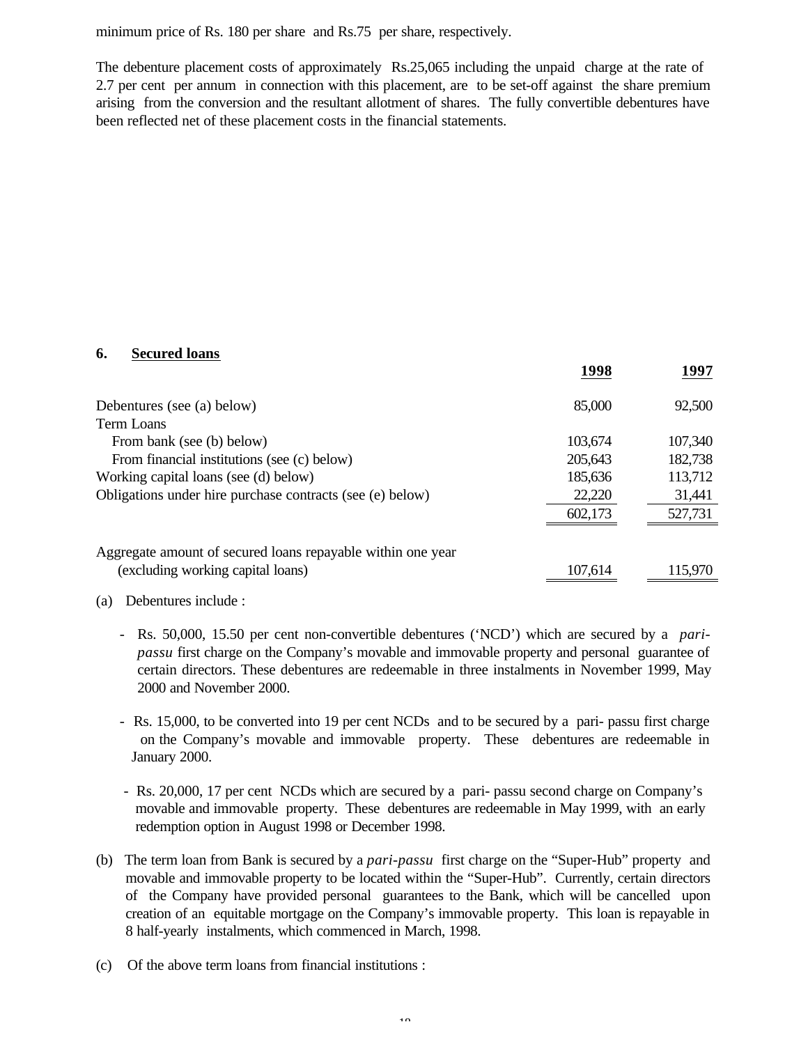minimum price of Rs. 180 per share and Rs.75 per share, respectively.

The debenture placement costs of approximately Rs.25,065 including the unpaid charge at the rate of 2.7 per cent per annum in connection with this placement, are to be set-off against the share premium arising from the conversion and the resultant allotment of shares. The fully convertible debentures have been reflected net of these placement costs in the financial statements.

## 6. Secured loans

| | 1998 | 1997 |
|---|---|---|
| Debentures (see (a) below) | 85,000 | 92,500 |
| Term Loans | | |
| From bank (see (b) below) | 103,674 | 107,340 |
| From financial institutions (see (c) below) | 205,643 | 182,738 |
| Working capital loans (see (d) below) | 185,636 | 113,712 |
| Obligations under hire purchase contracts (see (e) below) | 22,220 | 31,441 |
| | 602,173 | 527,731 |
| Aggregate amount of secured loans repayable within one year (excluding working capital loans) | 107,614 | 115,970 |

(a) Debentures include :

- Rs. 50,000, 15.50 per cent non-convertible debentures ('NCD') which are secured by a *pari-passu* first charge on the Company's movable and immovable property and personal guarantee of certain directors. These debentures are redeemable in three instalments in November 1999, May 2000 and November 2000.

- Rs. 15,000, to be converted into 19 per cent NCDs and to be secured by a pari- passu first charge on the Company's movable and immovable property. These debentures are redeemable in January 2000.

- Rs. 20,000, 17 per cent NCDs which are secured by a pari- passu second charge on Company's movable and immovable property. These debentures are redeemable in May 1999, with an early redemption option in August 1998 or December 1998.

(b) The term loan from Bank is secured by a *pari-passu* first charge on the "Super-Hub" property and movable and immovable property to be located within the "Super-Hub". Currently, certain directors of the Company have provided personal guarantees to the Bank, which will be cancelled upon creation of an equitable mortgage on the Company's immovable property. This loan is repayable in 8 half-yearly instalments, which commenced in March, 1998.

(c) Of the above term loans from financial institutions :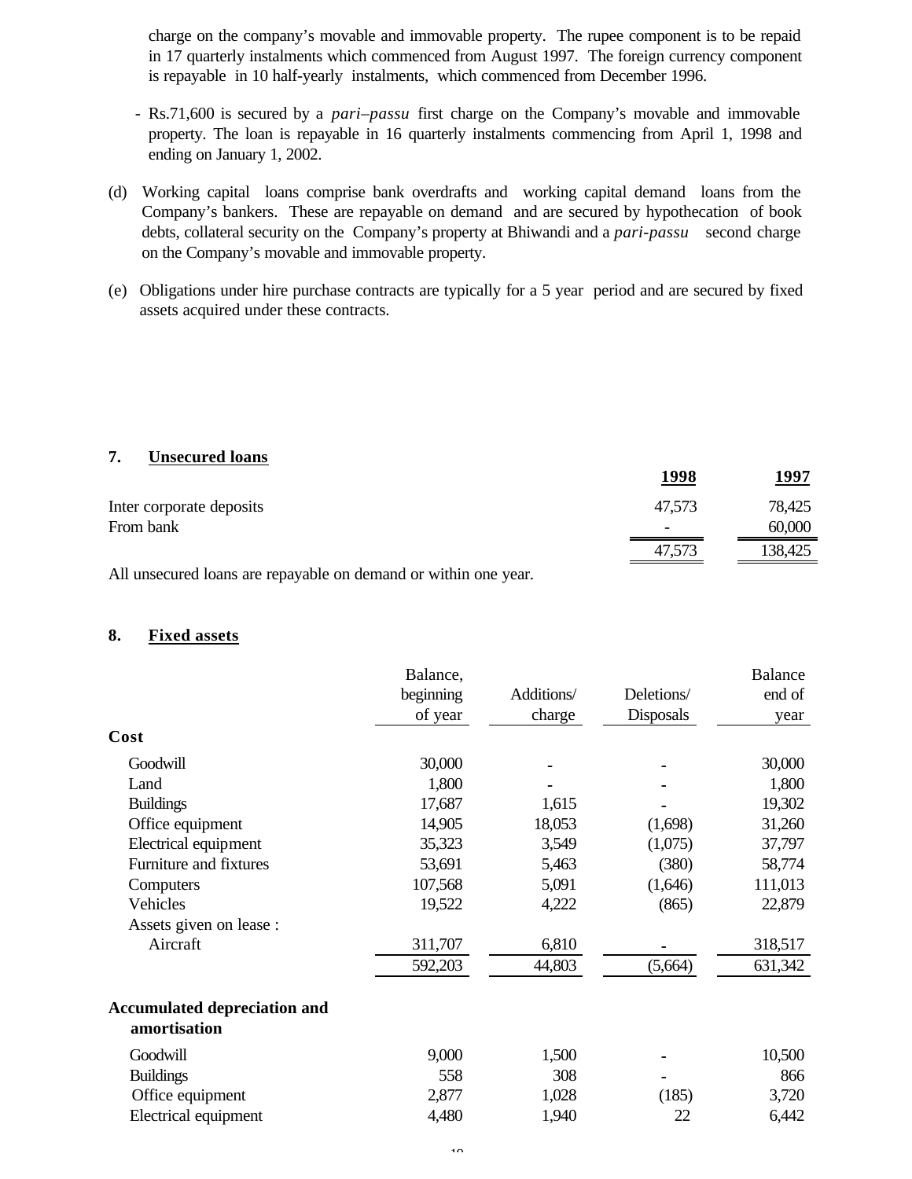charge on the company's movable and immovable property. The rupee component is to be repaid in 17 quarterly instalments which commenced from August 1997. The foreign currency component is repayable in 10 half-yearly instalments, which commenced from December 1996.

- Rs.71,600 is secured by a *pari–passu* first charge on the Company's movable and immovable property. The loan is repayable in 16 quarterly instalments commencing from April 1, 1998 and ending on January 1, 2002.

(d) Working capital loans comprise bank overdrafts and working capital demand loans from the Company's bankers. These are repayable on demand and are secured by hypothecation of book debts, collateral security on the Company's property at Bhiwandi and a *pari-passu* second charge on the Company's movable and immovable property.

(e) Obligations under hire purchase contracts are typically for a 5 year period and are secured by fixed assets acquired under these contracts.

**7. Unsecured loans**

| | 1998 | 1997 |
|---|---|---|
| Inter corporate deposits | 47,573 | 78,425 |
| From bank | - | 60,000 |
| | 47,573 | 138,425 |

All unsecured loans are repayable on demand or within one year.

**8. Fixed assets**

| | Balance, beginning of year | Additions/ charge | Deletions/ Disposals | Balance end of year |
|---|---|---|---|---|
| **Cost** | | | | |
| Goodwill | 30,000 | - | - | 30,000 |
| Land | 1,800 | - | - | 1,800 |
| Buildings | 17,687 | 1,615 | - | 19,302 |
| Office equipment | 14,905 | 18,053 | (1,698) | 31,260 |
| Electrical equipment | 35,323 | 3,549 | (1,075) | 37,797 |
| Furniture and fixtures | 53,691 | 5,463 | (380) | 58,774 |
| Computers | 107,568 | 5,091 | (1,646) | 111,013 |
| Vehicles | 19,522 | 4,222 | (865) | 22,879 |
| Assets given on lease : | | | | |
| Aircraft | 311,707 | 6,810 | - | 318,517 |
| | 592,203 | 44,803 | (5,664) | 631,342 |
| **Accumulated depreciation and amortisation** | | | | |
| Goodwill | 9,000 | 1,500 | - | 10,500 |
| Buildings | 558 | 308 | - | 866 |
| Office equipment | 2,877 | 1,028 | (185) | 3,720 |
| Electrical equipment | 4,480 | 1,940 | 22 | 6,442 |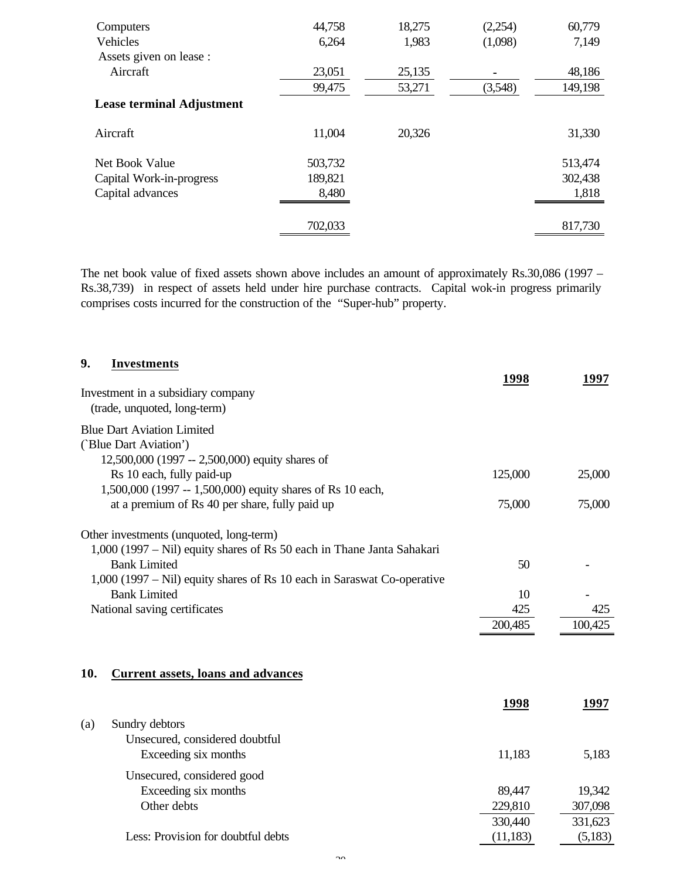| | | | | |
|---|---|---|---|---|
| Computers | 44,758 | 18,275 | (2,254) | 60,779 |
| Vehicles | 6,264 | 1,983 | (1,098) | 7,149 |
| Assets given on lease : | | | | |
| Aircraft | 23,051 | 25,135 | - | 48,186 |
| | 99,475 | 53,271 | (3,548) | 149,198 |
| **Lease terminal Adjustment** | | | | |
| Aircraft | 11,004 | 20,326 | | 31,330 |
| Net Book Value | 503,732 | | | 513,474 |
| Capital Work-in-progress | 189,821 | | | 302,438 |
| Capital advances | 8,480 | | | 1,818 |
| | 702,033 | | | 817,730 |

The net book value of fixed assets shown above includes an amount of approximately Rs.30,086 (1997 – Rs.38,739) in respect of assets held under hire purchase contracts. Capital wok-in progress primarily comprises costs incurred for the construction of the "Super-hub" property.

## 9. Investments

| | 1998 | 1997 |
|---|---|---|
| Investment in a subsidiary company (trade, unquoted, long-term) | | |
| Blue Dart Aviation Limited (`Blue Dart Aviation') | | |
| 12,500,000 (1997 -- 2,500,000) equity shares of Rs 10 each, fully paid-up | 125,000 | 25,000 |
| 1,500,000 (1997 -- 1,500,000) equity shares of Rs 10 each, at a premium of Rs 40 per share, fully paid up | 75,000 | 75,000 |
| Other investments (unquoted, long-term) | | |
| 1,000 (1997 – Nil) equity shares of Rs 50 each in Thane Janta Sahakari Bank Limited | 50 | - |
| 1,000 (1997 – Nil) equity shares of Rs 10 each in Saraswat Co-operative Bank Limited | 10 | - |
| National saving certificates | 425 | 425 |
| | 200,485 | 100,425 |

## 10. Current assets, loans and advances

| | 1998 | 1997 |
|---|---|---|
| (a) Sundry debtors | | |
| Unsecured, considered doubtful | | |
| Exceeding six months | 11,183 | 5,183 |
| Unsecured, considered good | | |
| Exceeding six months | 89,447 | 19,342 |
| Other debts | 229,810 | 307,098 |
| | 330,440 | 331,623 |
| Less: Provision for doubtful debts | (11,183) | (5,183) |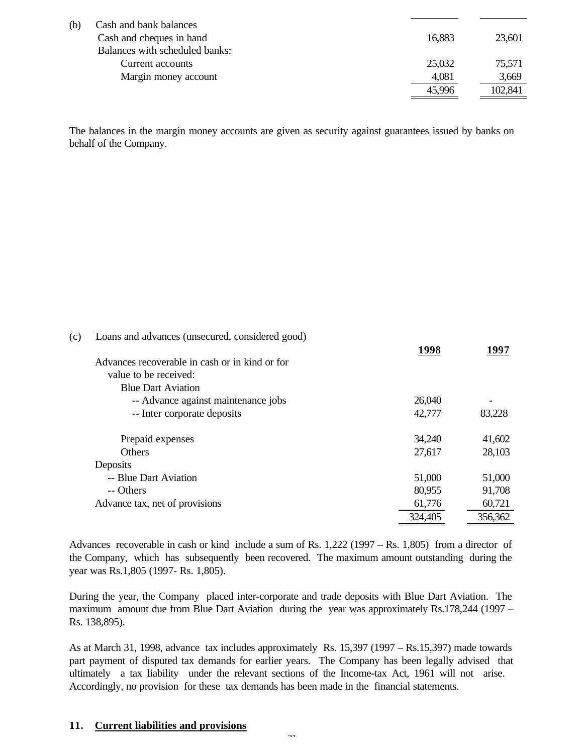(b) Cash and bank balances

| | | |
|---|---|---|
| Cash and cheques in hand | 16,883 | 23,601 |
| Balances with scheduled banks: | | |
| Current accounts | 25,032 | 75,571 |
| Margin money account | 4,081 | 3,669 |
| | 45,996 | 102,841 |

The balances in the margin money accounts are given as security against guarantees issued by banks on behalf of the Company.

(c) Loans and advances (unsecured, considered good)

| | **1998** | **1997** |
|---|---|---|
| Advances recoverable in cash or in kind or for value to be received: | | |
| Blue Dart Aviation | | |
| -- Advance against maintenance jobs | 26,040 | - |
| -- Inter corporate deposits | 42,777 | 83,228 |
| Prepaid expenses | 34,240 | 41,602 |
| Others | 27,617 | 28,103 |
| Deposits | | |
| -- Blue Dart Aviation | 51,000 | 51,000 |
| -- Others | 80,955 | 91,708 |
| Advance tax, net of provisions | 61,776 | 60,721 |
| | 324,405 | 356,362 |

Advances recoverable in cash or kind include a sum of Rs. 1,222 (1997 – Rs. 1,805) from a director of the Company, which has subsequently been recovered. The maximum amount outstanding during the year was Rs.1,805 (1997- Rs. 1,805).

During the year, the Company placed inter-corporate and trade deposits with Blue Dart Aviation. The maximum amount due from Blue Dart Aviation during the year was approximately Rs.178,244 (1997 – Rs. 138,895).

As at March 31, 1998, advance tax includes approximately Rs. 15,397 (1997 – Rs.15,397) made towards part payment of disputed tax demands for earlier years. The Company has been legally advised that ultimately a tax liability under the relevant sections of the Income-tax Act, 1961 will not arise. Accordingly, no provision for these tax demands has been made in the financial statements.

**11. Current liabilities and provisions**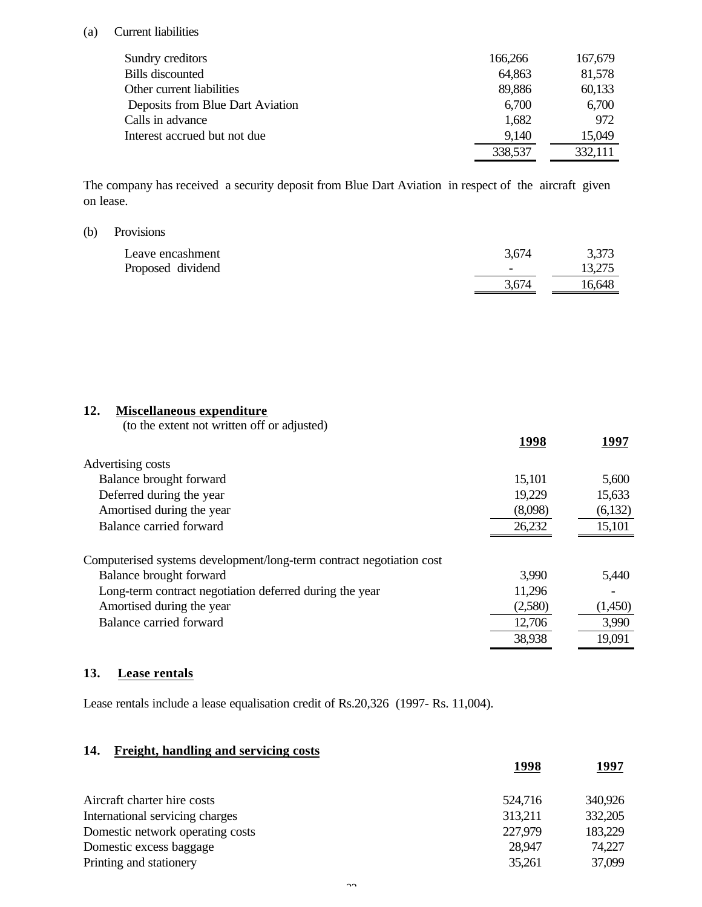(a) Current liabilities

| | | |
|---|---|---|
| Sundry creditors | 166,266 | 167,679 |
| Bills discounted | 64,863 | 81,578 |
| Other current liabilities | 89,886 | 60,133 |
| Deposits from Blue Dart Aviation | 6,700 | 6,700 |
| Calls in advance | 1,682 | 972 |
| Interest accrued but not due | 9,140 | 15,049 |
| | 338,537 | 332,111 |

The company has received a security deposit from Blue Dart Aviation in respect of the aircraft given on lease.

(b) Provisions

| | | |
|---|---|---|
| Leave encashment | 3,674 | 3,373 |
| Proposed dividend | - | 13,275 |
| | 3,674 | 16,648 |

## 12. Miscellaneous expenditure

(to the extent not written off or adjusted)

| | 1998 | 1997 |
|---|---|---|
| Advertising costs | | |
| Balance brought forward | 15,101 | 5,600 |
| Deferred during the year | 19,229 | 15,633 |
| Amortised during the year | (8,098) | (6,132) |
| Balance carried forward | 26,232 | 15,101 |
| Computerised systems development/long-term contract negotiation cost | | |
| Balance brought forward | 3,990 | 5,440 |
| Long-term contract negotiation deferred during the year | 11,296 | - |
| Amortised during the year | (2,580) | (1,450) |
| Balance carried forward | 12,706 | 3,990 |
| | 38,938 | 19,091 |

## 13. Lease rentals

Lease rentals include a lease equalisation credit of Rs.20,326 (1997- Rs. 11,004).

## 14. Freight, handling and servicing costs

| | 1998 | 1997 |
|---|---|---|
| Aircraft charter hire costs | 524,716 | 340,926 |
| International servicing charges | 313,211 | 332,205 |
| Domestic network operating costs | 227,979 | 183,229 |
| Domestic excess baggage | 28,947 | 74,227 |
| Printing and stationery | 35,261 | 37,099 |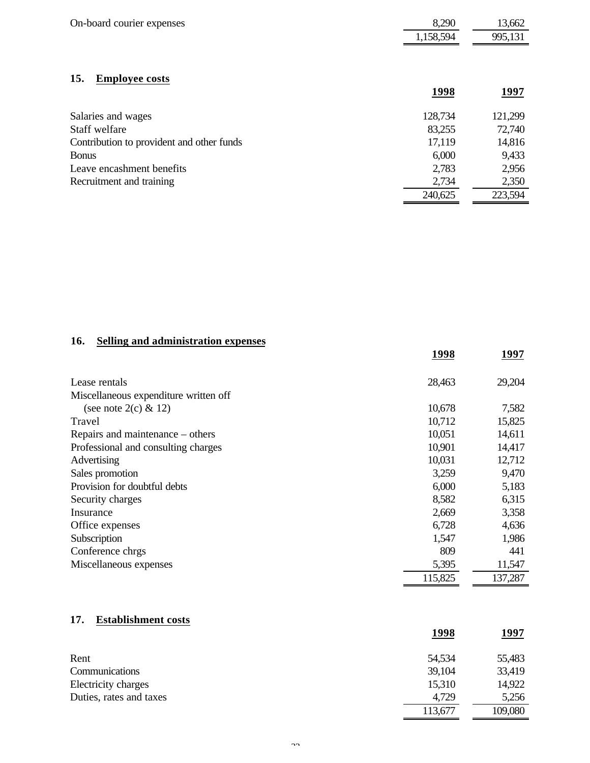| | | |
|---|---|---|
| On-board courier expenses | 8,290 | 13,662 |
| | 1,158,594 | 995,131 |

## 15. Employee costs

| | 1998 | 1997 |
|---|---|---|
| Salaries and wages | 128,734 | 121,299 |
| Staff welfare | 83,255 | 72,740 |
| Contribution to provident and other funds | 17,119 | 14,816 |
| Bonus | 6,000 | 9,433 |
| Leave encashment benefits | 2,783 | 2,956 |
| Recruitment and training | 2,734 | 2,350 |
| | 240,625 | 223,594 |

## 16. Selling and administration expenses

| | 1998 | 1997 |
|---|---|---|
| Lease rentals | 28,463 | 29,204 |
| Miscellaneous expenditure written off (see note 2(c) & 12) | 10,678 | 7,582 |
| Travel | 10,712 | 15,825 |
| Repairs and maintenance – others | 10,051 | 14,611 |
| Professional and consulting charges | 10,901 | 14,417 |
| Advertising | 10,031 | 12,712 |
| Sales promotion | 3,259 | 9,470 |
| Provision for doubtful debts | 6,000 | 5,183 |
| Security charges | 8,582 | 6,315 |
| Insurance | 2,669 | 3,358 |
| Office expenses | 6,728 | 4,636 |
| Subscription | 1,547 | 1,986 |
| Conference chrgs | 809 | 441 |
| Miscellaneous expenses | 5,395 | 11,547 |
| | 115,825 | 137,287 |

## 17. Establishment costs

| | 1998 | 1997 |
|---|---|---|
| Rent | 54,534 | 55,483 |
| Communications | 39,104 | 33,419 |
| Electricity charges | 15,310 | 14,922 |
| Duties, rates and taxes | 4,729 | 5,256 |
| | 113,677 | 109,080 |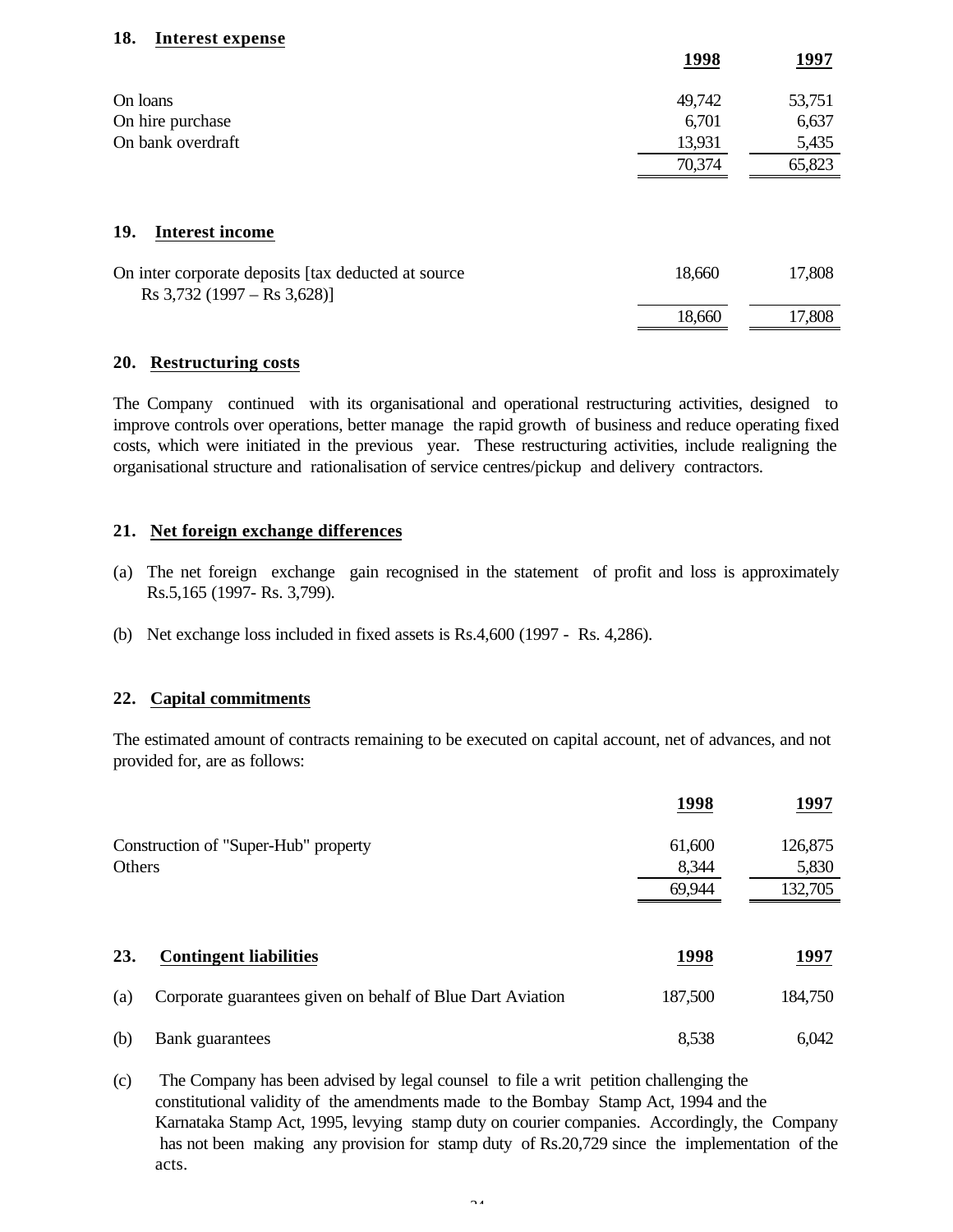## 18. Interest expense

| | 1998 | 1997 |
|---|---|---|
| On loans | 49,742 | 53,751 |
| On hire purchase | 6,701 | 6,637 |
| On bank overdraft | 13,931 | 5,435 |
| | 70,374 | 65,823 |

## 19. Interest income

| | 1998 | 1997 |
|---|---|---|
| On inter corporate deposits [tax deducted at source Rs 3,732 (1997 – Rs 3,628)] | 18,660 | 17,808 |
| | 18,660 | 17,808 |

## 20. Restructuring costs

The Company continued with its organisational and operational restructuring activities, designed to improve controls over operations, better manage the rapid growth of business and reduce operating fixed costs, which were initiated in the previous year. These restructuring activities, include realigning the organisational structure and rationalisation of service centres/pickup and delivery contractors.

## 21. Net foreign exchange differences

(a) The net foreign exchange gain recognised in the statement of profit and loss is approximately Rs.5,165 (1997- Rs. 3,799).

(b) Net exchange loss included in fixed assets is Rs.4,600 (1997 - Rs. 4,286).

## 22. Capital commitments

The estimated amount of contracts remaining to be executed on capital account, net of advances, and not provided for, are as follows:

| | 1998 | 1997 |
|---|---|---|
| Construction of "Super-Hub" property | 61,600 | 126,875 |
| Others | 8,344 | 5,830 |
| | 69,944 | 132,705 |

## 23. Contingent liabilities

| | | 1998 | 1997 |
|---|---|---|---|
| (a) | Corporate guarantees given on behalf of Blue Dart Aviation | 187,500 | 184,750 |
| (b) | Bank guarantees | 8,538 | 6,042 |

(c) The Company has been advised by legal counsel to file a writ petition challenging the constitutional validity of the amendments made to the Bombay Stamp Act, 1994 and the Karnataka Stamp Act, 1995, levying stamp duty on courier companies. Accordingly, the Company has not been making any provision for stamp duty of Rs.20,729 since the implementation of the acts.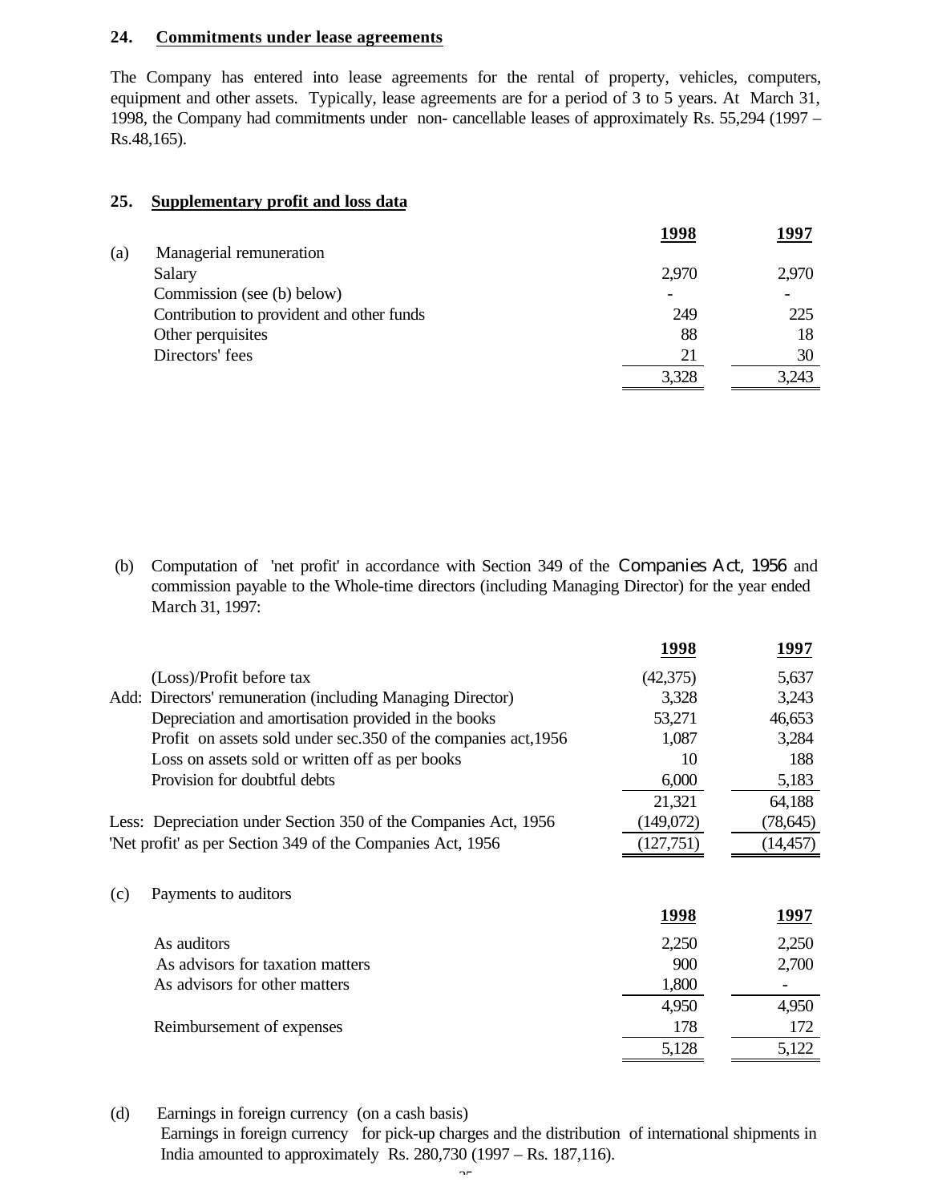## 24. Commitments under lease agreements

The Company has entered into lease agreements for the rental of property, vehicles, computers, equipment and other assets. Typically, lease agreements are for a period of 3 to 5 years. At March 31, 1998, the Company had commitments under non- cancellable leases of approximately Rs. 55,294 (1997 – Rs.48,165).

## 25. Supplementary profit and loss data

| | | 1998 | 1997 |
|---|---|---|---|
| (a) | Managerial remuneration | | |
| | Salary | 2,970 | 2,970 |
| | Commission (see (b) below) | - | - |
| | Contribution to provident and other funds | 249 | 225 |
| | Other perquisites | 88 | 18 |
| | Directors' fees | 21 | 30 |
| | | 3,328 | 3,243 |

(b) Computation of 'net profit' in accordance with Section 349 of the Companies Act, 1956 and commission payable to the Whole-time directors (including Managing Director) for the year ended March 31, 1997:

| | 1998 | 1997 |
|---|---|---|
| (Loss)/Profit before tax | (42,375) | 5,637 |
| Add: Directors' remuneration (including Managing Director) | 3,328 | 3,243 |
| Depreciation and amortisation provided in the books | 53,271 | 46,653 |
| Profit on assets sold under sec.350 of the companies act,1956 | 1,087 | 3,284 |
| Loss on assets sold or written off as per books | 10 | 188 |
| Provision for doubtful debts | 6,000 | 5,183 |
| | 21,321 | 64,188 |
| Less: Depreciation under Section 350 of the Companies Act, 1956 | (149,072) | (78,645) |
| 'Net profit' as per Section 349 of the Companies Act, 1956 | (127,751) | (14,457) |

(c) Payments to auditors

| | 1998 | 1997 |
|---|---|---|
| As auditors | 2,250 | 2,250 |
| As advisors for taxation matters | 900 | 2,700 |
| As advisors for other matters | 1,800 | - |
| | 4,950 | 4,950 |
| Reimbursement of expenses | 178 | 172 |
| | 5,128 | 5,122 |

(d) Earnings in foreign currency (on a cash basis)

Earnings in foreign currency for pick-up charges and the distribution of international shipments in India amounted to approximately Rs. 280,730 (1997 – Rs. 187,116).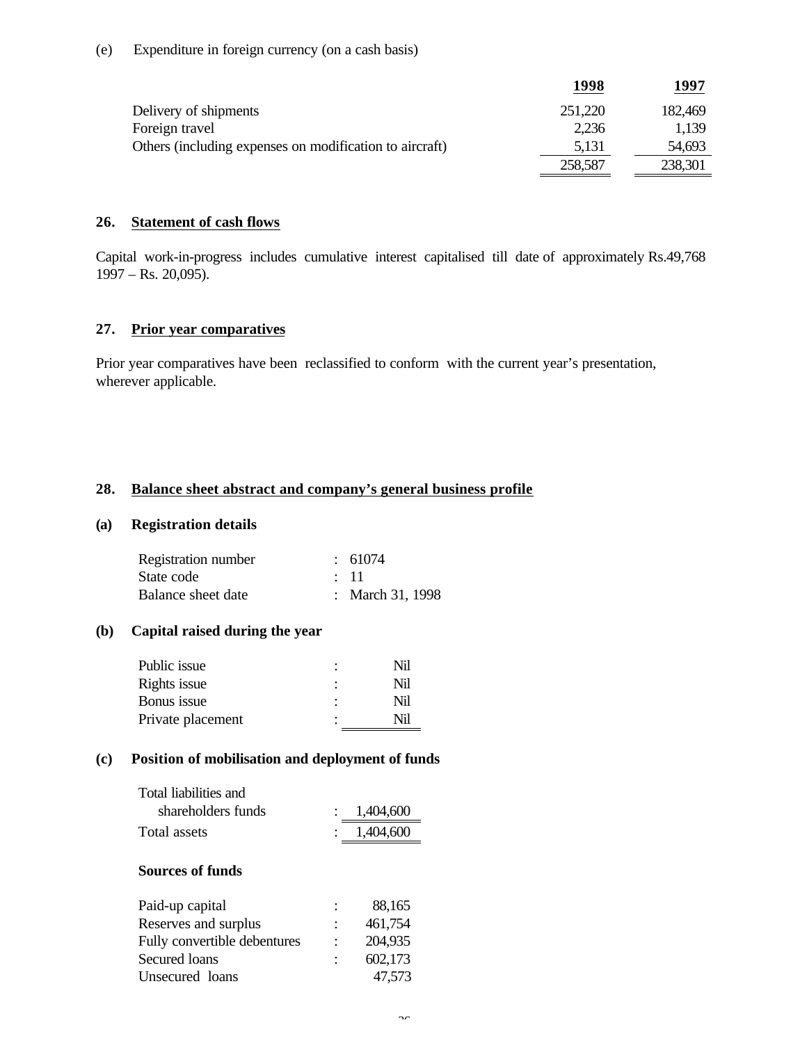(e) Expenditure in foreign currency (on a cash basis)

| | 1998 | 1997 |
|---|---|---|
| Delivery of shipments | 251,220 | 182,469 |
| Foreign travel | 2,236 | 1,139 |
| Others (including expenses on modification to aircraft) | 5,131 | 54,693 |
| | 258,587 | 238,301 |

## 26. Statement of cash flows

Capital work-in-progress includes cumulative interest capitalised till date of approximately Rs.49,768 1997 – Rs. 20,095).

## 27. Prior year comparatives

Prior year comparatives have been reclassified to conform with the current year's presentation, wherever applicable.

## 28. Balance sheet abstract and company's general business profile

### (a) Registration details

| | | |
|---|---|---|
| Registration number | : | 61074 |
| State code | : | 11 |
| Balance sheet date | : | March 31, 1998 |

### (b) Capital raised during the year

| | | |
|---|---|---|
| Public issue | : | Nil |
| Rights issue | : | Nil |
| Bonus issue | : | Nil |
| Private placement | : | Nil |

### (c) Position of mobilisation and deployment of funds

| | | |
|---|---|---|
| Total liabilities and shareholders funds | : | 1,404,600 |
| Total assets | : | 1,404,600 |

**Sources of funds**

| | | |
|---|---|---|
| Paid-up capital | : | 88,165 |
| Reserves and surplus | : | 461,754 |
| Fully convertible debentures | : | 204,935 |
| Secured loans | : | 602,173 |
| Unsecured loans | | 47,573 |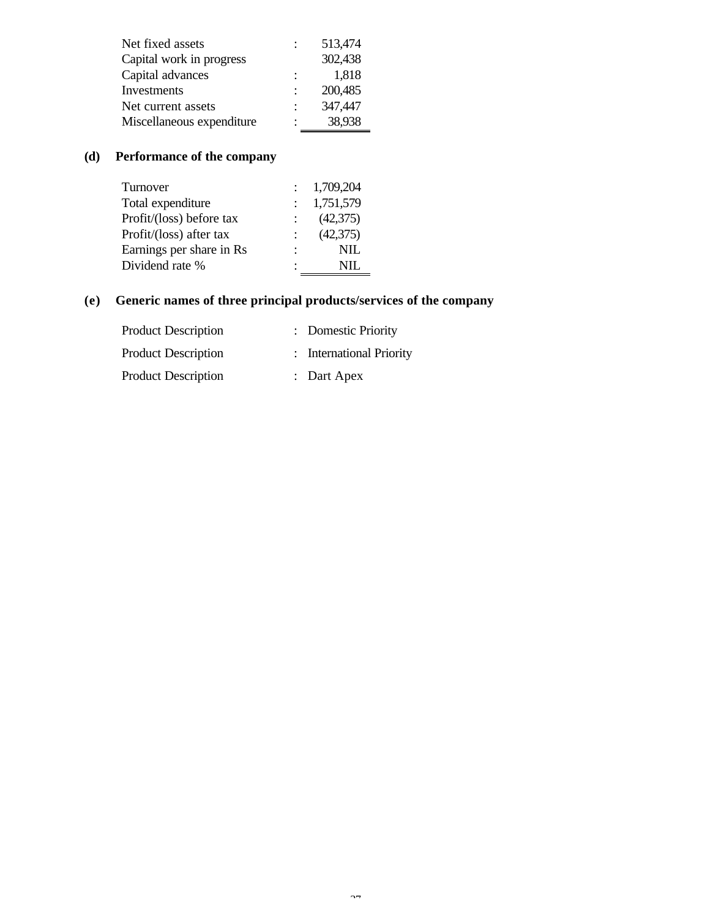| | | |
|---|---|---|
| Net fixed assets | : | 513,474 |
| Capital work in progress | | 302,438 |
| Capital advances | : | 1,818 |
| Investments | : | 200,485 |
| Net current assets | : | 347,447 |
| Miscellaneous expenditure | : | 38,938 |

**(d) Performance of the company**

| | | |
|---|---|---|
| Turnover | : | 1,709,204 |
| Total expenditure | : | 1,751,579 |
| Profit/(loss) before tax | : | (42,375) |
| Profit/(loss) after tax | : | (42,375) |
| Earnings per share in Rs | : | NIL |
| Dividend rate % | : | NIL |

**(e) Generic names of three principal products/services of the company**

| | | |
|---|---|---|
| Product Description | : | Domestic Priority |
| Product Description | : | International Priority |
| Product Description | : | Dart Apex |